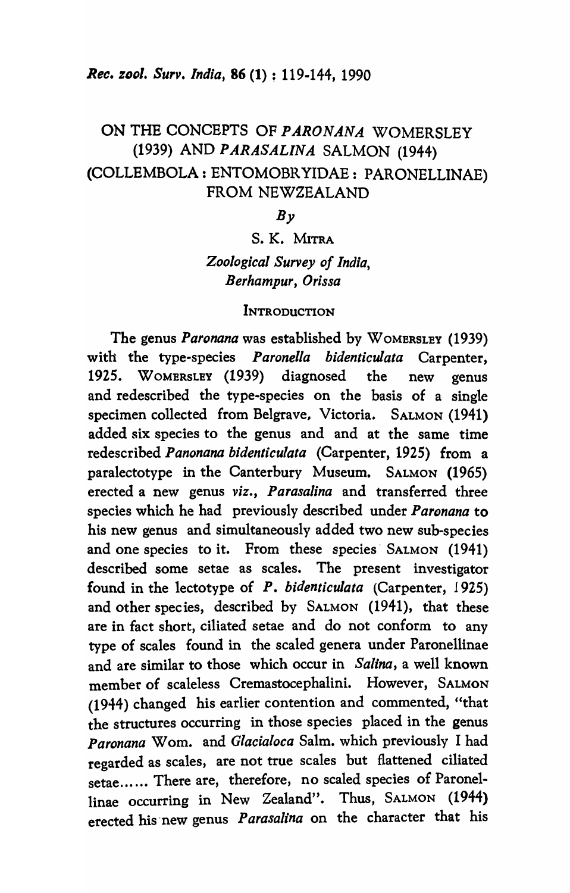# ON THE CONCEPTS OF *PARONANA* WOMERSLEY (1939) AND *PARASALINA* SALMON (1944) (COLLEMBOLA : ENTOMOBRYIDAE : PARONELLINAE) FROM NEWZEALAND

*By*

S. K. MITRA

*Zoological Survey of India, Berhampur, Orissa*

## INTRODUCTION

The genus *Paronana* was established by WOMERSLEY (1939) with the type-species *Paronella bidenticulata* Carpenter, 1925. WOMERSLEY (1939) diagnosed the new genus and redescribed the type-species on the basis of a single specimen collected from Belgrave, Victoria. SALMON (1941) added six species to the genus and and at the same time redescribed *Panonana bidenticulata* (Carpenter, 1925) from a paralectotype in the Canterbury Museum. SALMON (1965) erected a new genus *viz.*, *Parasalina* and transferred three species which he had previously described under *Paronana* to his new genus and simultaneously added two new sub-species and one species to it. From these species SALMON (1941) described some setae as scales. The present investigator found in the lectotype of *P. bidenticulata* (Carpenter, 1925) and other species, described by SALMON (1941), that these are in fact short, ciliated setae and do not conform to any type of scales found in the scaled genera under Paronellinae and are similar to those which occur in *Salina*, a well known member of scaleless Cremastocephalini. However, SALMON (1944) changed his earlier contention and commented, "that the structures occurring in those species placed in the genus *Paronana* Wom. and *Glacialoca* Salm. which previously I had regarded as scales, are not true scales but flattened ciliated setae...... There are, therefore, no scaled species of Paronellinae occurring in New Zealand". Thus, SALMON (1944) erected his new genus *Parasalina* on the character that his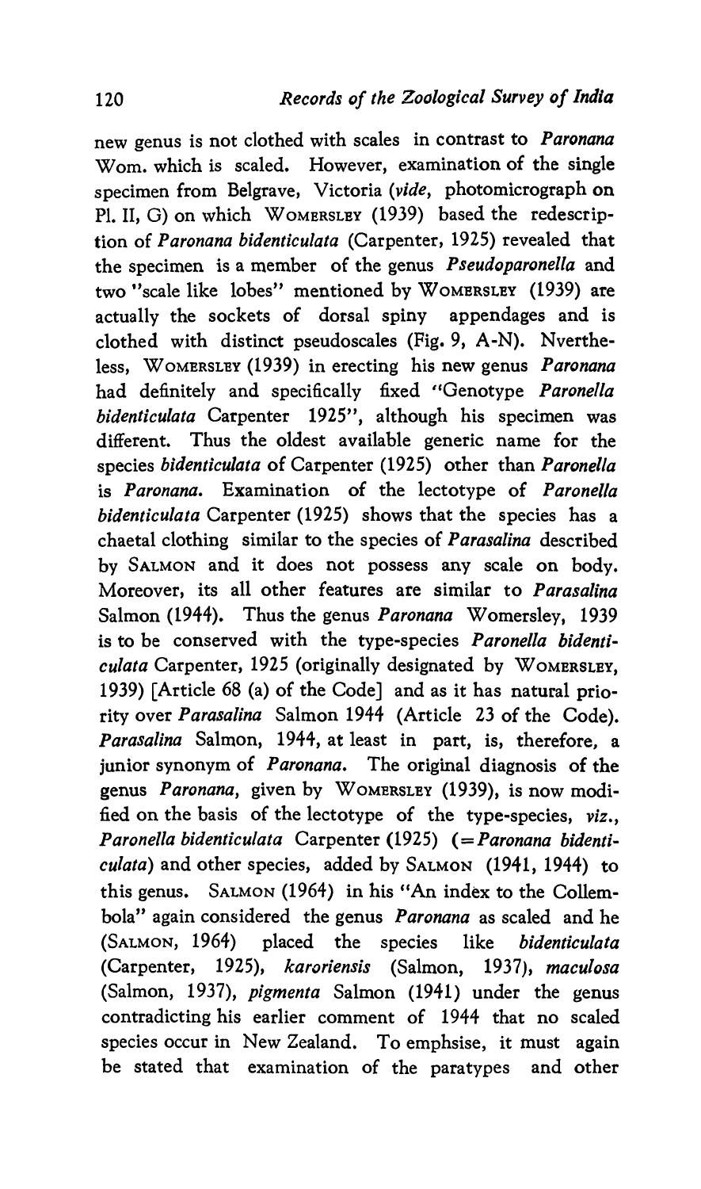new genus is not clothed with scales in contrast to *Paronana* Wom. which is scaled. However, examination of the single specimen from Belgrave, Victoria (*vide*, photomicrograph on Pl. II, G) on which WOMERSLEY (1939) based the redescription of *Paronana bidenticulata* (Carpenter, 1925) revealed that the specimen is a member of the genus *Pseudoparonella* and two "scale like lobes" mentioned by WOMERSLEY (1939) are actually the sockets of dorsal spiny appendages and is clothed with distinct pseudoscales (Fig. 9, A-N). Nvertheless, WOMERSLEY (1939) in erecting his new genus *Paronana* had definitely and specifically fixed "Genotype *Paronella bidenticulata* Carpenter 1925", although his specimen was different. Thus the oldest available generic name for the species *bidenticulata* of Carpenter (1925) other than *Paronella* is *Paronana*. Examination of the lectotype of *Paronella bidenticulata* Carpenter (1925) shows that the species has a chaetal clothing similar to the species of *Parasalina* described by SALMON and it does not possess any scale on body. Moreover, its all other features are similar to *Parasalina* Salmon (1944). Thus the genus *Paronana* Womersley, 1939 is to be conserved with the type-species *Paronella bidenticulata* Carpenter, 1925 (originally designated by WOMERSLEY, 1939) [Article 68 (a) of the Code] and as it has natural priority over *Parasalina* Salmon 1944 (Article 23 of the Code). *Parasalina* Salmon, 1944, at least in part, is, therefore, a junior synonym of *Paronana*. The original diagnosis of the genus *Paronana*, given by WOMERSLEY (1939), is now modified on the basis of the lectotype of the type-species, *viz.*, *Paronella bidenticulata* Carpenter (1925) (=*Paronana bidenticulata*) and other species, added by SALMON (1941, 1944) to this genus. SALMON (1964) in his "An index to the Collembola" again considered the genus *Paronana* as scaled and he (SALMON, 1964) placed the species like *bidenticulata* (Carpenter, 1925), *karoriensis* (Salmon, 1937), *maculosa* (Salmon, 1937), *pigmenta* Salmon (1941) under the genus contradicting his earlier comment of 1944 that no scaled species occur in New Zealand. To emphsise, it must again be stated that examination of the paratypes and other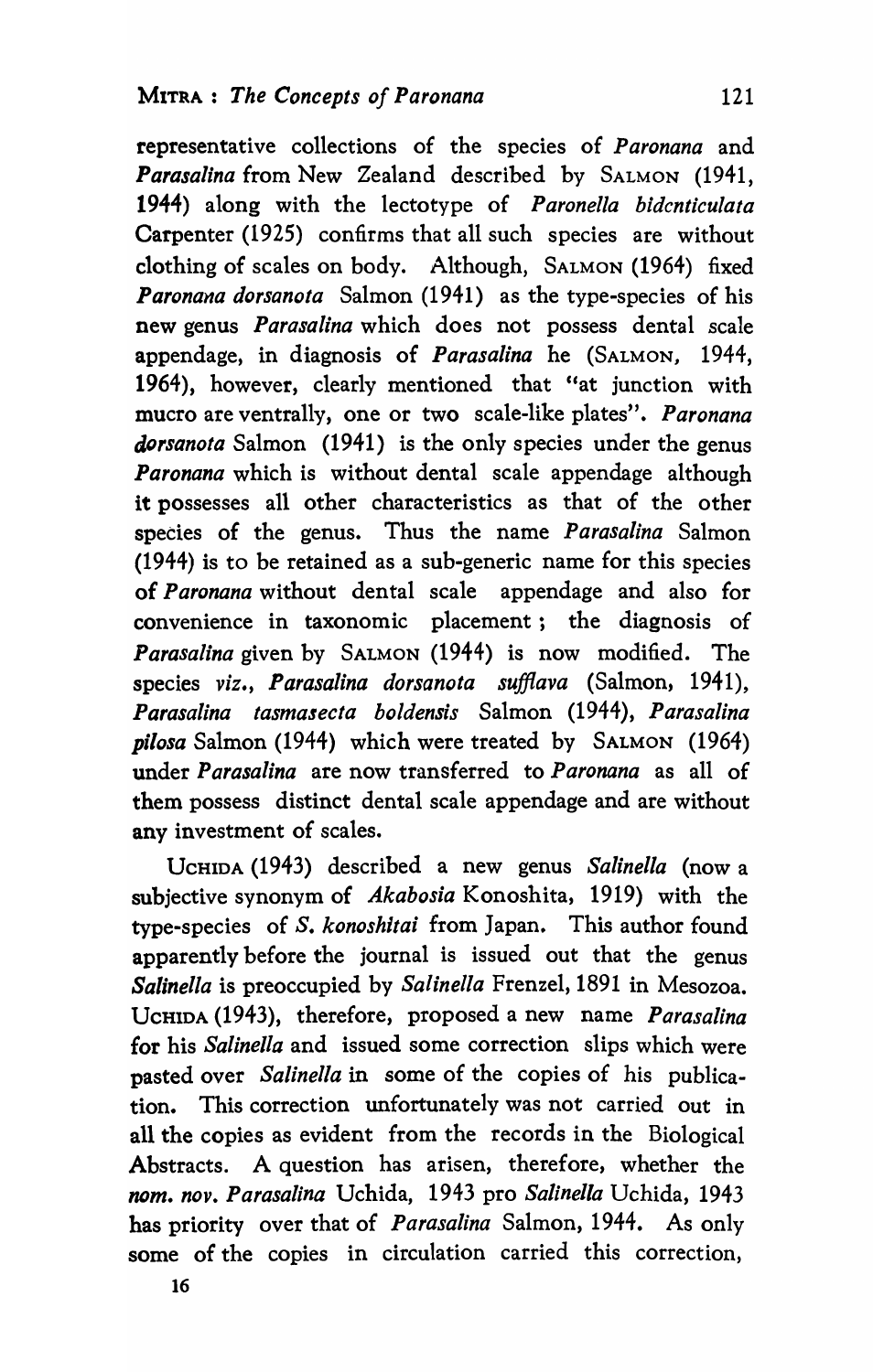representative collections of the species of *Paronana* and *Parasalina* from New Zealand described by SALMON (1941, 1944) along with the lectotype of *Paronella bidcnticulata* Carpenter (1925) confirms that all such species are without clothing of scales on body. Although, SALMON (1964) fixed *Paronana dorsanota* Salmon (1941) as the type-species of his new genus *Parasalina* which does not possess dental scale appendage, in diagnosis of *Parasalina* he (SALMON, 1944, 1964), however, clearly mentioned that "at junction with mucro are ventrally, one or two scale-like plates". *Paronana dorsanota* Salmon (1941) is the only species under the genus *Paronana* which is without dental scale appendage although it possesses all other characteristics as that of the other species of the genus. Thus the name *Parasalina* Salmon (1944) is to be retained as a sub-generic name for this species of *Paronana* without dental scale appendage and also for convenience in taxonomic placement ; the diagnosis of *Parasalina* given by SALMON (1944) is now modified. The species *viz.*, *Parasalina dorsanota sufflava* (Salmon, 1941), *Parasalina tasmasecta boldensis* Salmon (1944), *Parasalina pilosa* Salmon (1944) which were treated by SALMON (1964) under *Parasalina* are now transferred to *Paronana* as all of them possess distinct dental scale appendage and are without any investment of scales.

UCHIDA (1943) described a new genus *Salinella* (now a subjective synonym of *Akabosia* Konoshita, 1919) with the type-species of *S. konoshitai* from Japan. This author found apparently before the journal is issued out that the genus *Salinella* is preoccupied by *Salinella* Frenzel, 1891 in Mesozoa. UCHIDA (1943), therefore, proposed a new name *Parasalina* for his *Salinella* and issued some correction slips which were pasted over *Salinella* in some of the copies of his publication. This correction unfortunately was not carried out in all the copies as evident from the records in the Biological Abstracts. A question has arisen, therefore, whether the *nom. nov. Parasalina* Uchida, 1943 pro *Salinella* Uchida, 1943 has priority over that of *Parasalina* Salmon, 1944. As only some of the copies in circulation carried this correction,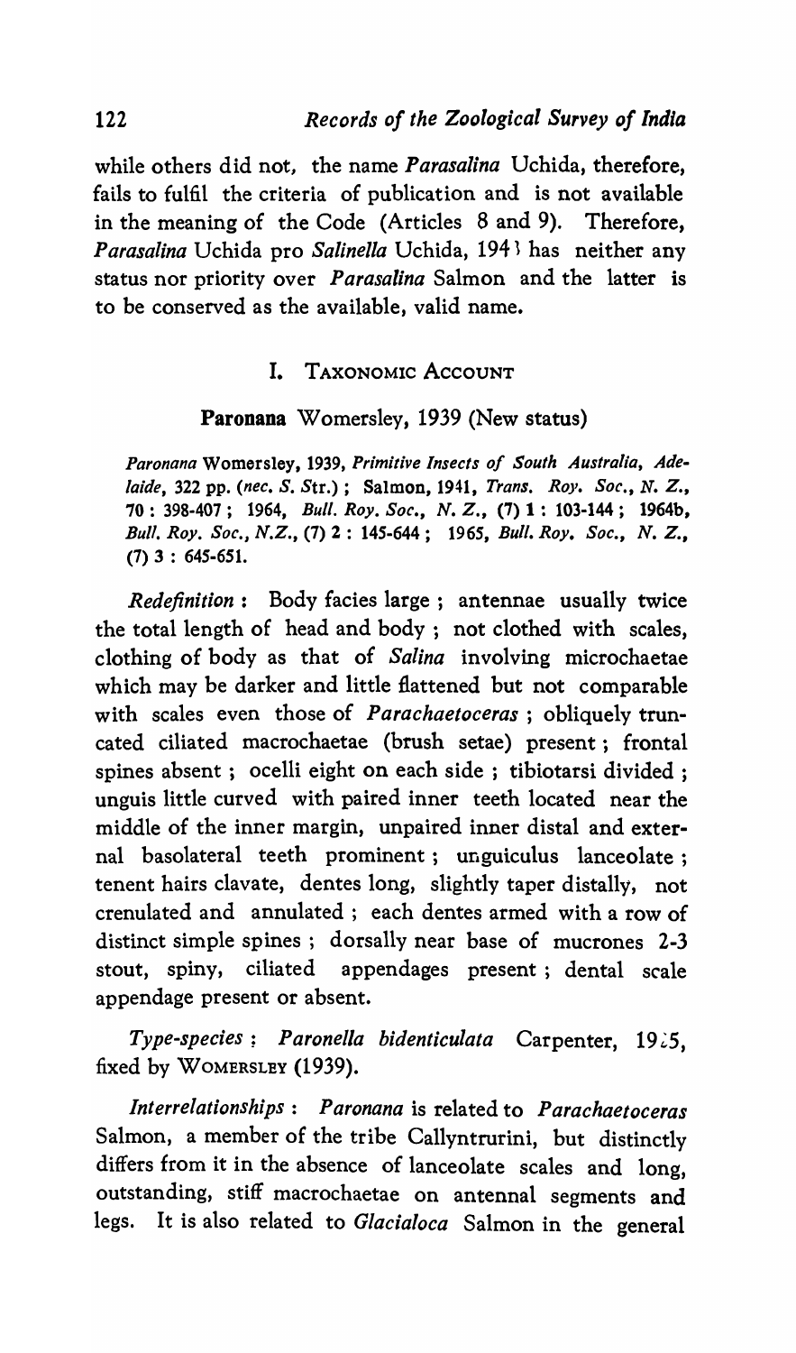while others did not, the name *Parasalina* Uchida, therefore, fails to fulfil the criteria of publication and is not available in the meaning of the Code (Articles 8 and 9). Therefore, *Parasalina* Uchida pro *Salinella* Uchida, 1943 has neither any status nor priority over *Parasalina* Salmon and the latter is to be conserved as the available, valid name.

## I. Taxonomic Account

### **Paronana** Womersley, 1939 (New status)

*Paronana* Womersley, 1939, *Primitive Insects of South Australia, Adelaide*, 322 pp. (*nec. S.* Str.) ; Salmon, 1941, *Trans. Roy. Soc., N. Z.*, 70 : 398-407 ; 1964, *Bull. Roy. Soc., N. Z.*, (7) 1 : 103-144 ; 1964b, *Bull. Roy. Soc., N.Z.*, (7) 2 : 145-644 ; 1965, *Bull. Roy. Soc., N. Z.*, (7) 3 : 645-651.

*Redefinition* : Body facies large ; antennae usually twice the total length of head and body ; not clothed with scales, clothing of body as that of *Salina* involving microchaetae which may be darker and little flattened but not comparable with scales even those of *Parachaetoceras* ; obliquely truncated ciliated macrochaetae (brush setae) present ; frontal spines absent ; ocelli eight on each side ; tibiotarsi divided ; unguis little curved with paired inner teeth located near the middle of the inner margin, unpaired inner distal and external basolateral teeth prominent ; unguiculus lanceolate ; tenent hairs clavate, dentes long, slightly taper distally, not crenulated and annulated ; each dentes armed with a row of distinct simple spines ; dorsally near base of mucrones 2-3 stout, spiny, ciliated appendages present ; dental scale appendage present or absent.

*Type-species* : *Paronella bidenticulata* Carpenter, 1925, fixed by Womersley (1939).

*Interrelationships* : *Paronana* is related to *Parachaetoceras* Salmon, a member of the tribe Callyntrurini, but distinctly differs from it in the absence of lanceolate scales and long, outstanding, stiff macrochaetae on antennal segments and legs. It is also related to *Glacialoca* Salmon in the general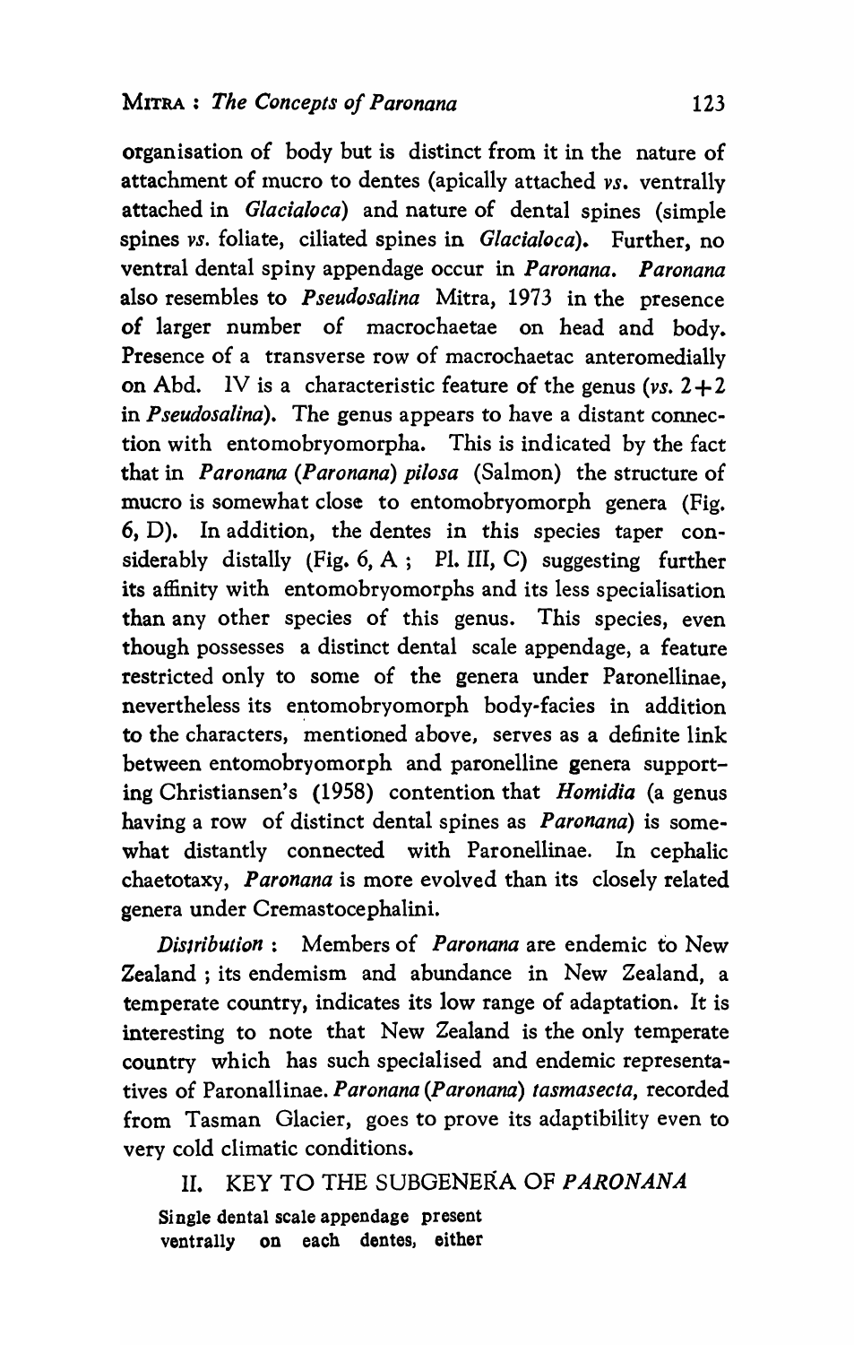organisation of body but is distinct from it in the nature of attachment of mucro to dentes (apically attached *vs.* ventrally attached in *Glacialoca*) and nature of dental spines (simple spines *vs.* foliate, ciliated spines in *Glacialoca*). Further, no ventral dental spiny appendage occur in ***Paronana***. ***Paronana*** also resembles to ***Pseudosalina*** Mitra, 1973 in the presence of larger number of macrochaetae on head and body. Presence of a transverse row of macrochaetac anteromedially on Abd. IV is a characteristic feature of the genus (*vs.* 2+2 in ***Pseudosalina***). The genus appears to have a distant connection with entomobryomorpha. This is indicated by the fact that in ***Paronana (Paronana) pilosa*** (Salmon) the structure of mucro is somewhat close to entomobryomorph genera (Fig. 6, D). In addition, the dentes in this species taper considerably distally (Fig. 6, A ; Pl. III, C) suggesting further its affinity with entomobryomorphs and its less specialisation than any other species of this genus. This species, even though possesses a distinct dental scale appendage, a feature restricted only to some of the genera under Paronellinae, nevertheless its entomobryomorph body-facies in addition to the characters, mentioned above, serves as a definite link between entomobryomorph and paronelline genera supporting Christiansen's (1958) contention that *Homidia* (a genus having a row of distinct dental spines as ***Paronana***) is somewhat distantly connected with Paronellinae. In cephalic chaetotaxy, ***Paronana*** is more evolved than its closely related genera under Cremastocephalini.

*Distribution* : Members of ***Paronana*** are endemic to New Zealand ; its endemism and abundance in New Zealand, a temperate country, indicates its low range of adaptation. It is interesting to note that New Zealand is the only temperate country which has such specialised and endemic representatives of Paronallinae. ***Paronana (Paronana) tasmasecta***, recorded from Tasman Glacier, goes to prove its adaptibility even to very cold climatic conditions.

## II. KEY TO THE SUBGENERA OF *PARONANA*

Single dental scale appendage present ventrally on each dentes, either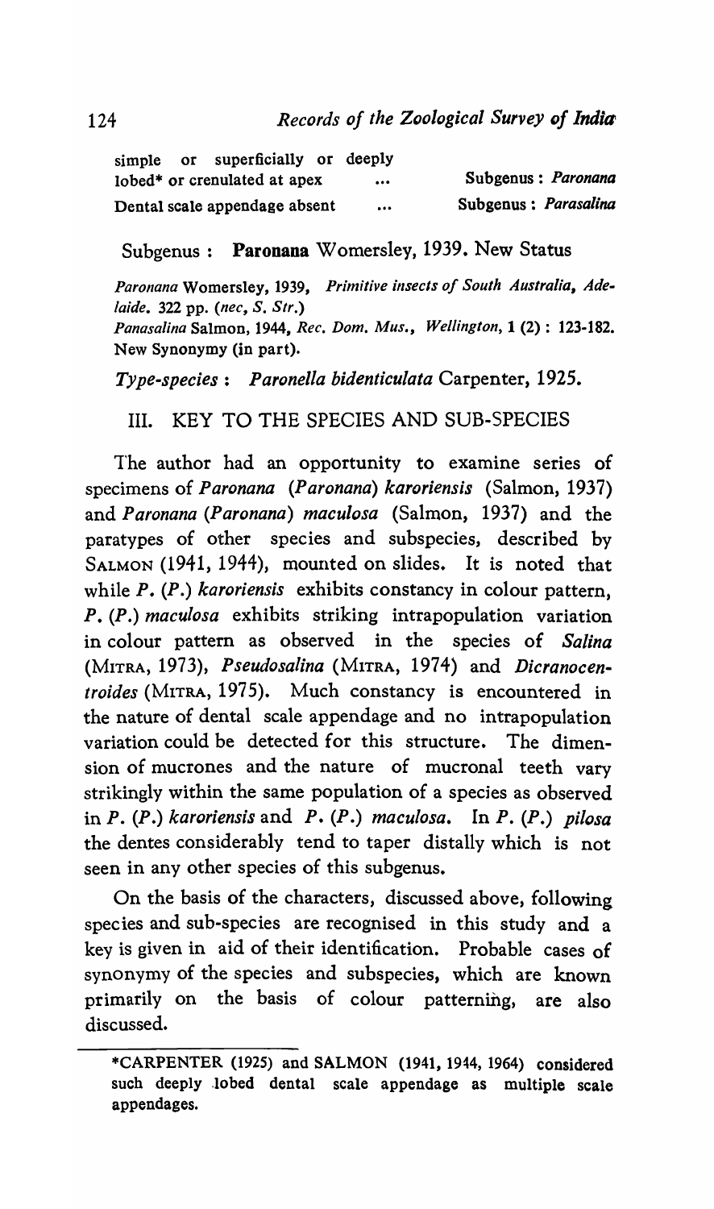| | | |
|---|---|---|
| simple or superficially or deeply lobed* or crenulated at apex | ... | Subgenus : *Paronana* |
| Dental scale appendage absent | ... | Subgenus : *Parasalina* |

## Subgenus : **Paronana** Womersley, 1939. New Status

*Paronana* Womersley, 1939, *Primitive insects of South Australia, Adelaide.* 322 pp. (*nec, S. Str.*)

*Panasalina* Salmon, 1944, *Rec. Dom. Mus., Wellington,* 1 (2) : 123-182. New Synonymy (in part).

*Type-species* : *Paronella bidenticulata* Carpenter, 1925.

## III. KEY TO THE SPECIES AND SUB-SPECIES

The author had an opportunity to examine series of specimens of *Paronana* (*Paronana*) *karoriensis* (Salmon, 1937) and *Paronana* (*Paronana*) *maculosa* (Salmon, 1937) and the paratypes of other species and subspecies, described by SALMON (1941, 1944), mounted on slides. It is noted that while *P.* (*P.*) *karoriensis* exhibits constancy in colour pattern, *P.* (*P.*) *maculosa* exhibits striking intrapopulation variation in colour pattern as observed in the species of *Salina* (MITRA, 1973), *Pseudosalina* (MITRA, 1974) and *Dicranocentroides* (MITRA, 1975). Much constancy is encountered in the nature of dental scale appendage and no intrapopulation variation could be detected for this structure. The dimension of mucrones and the nature of mucronal teeth vary strikingly within the same population of a species as observed in *P.* (*P.*) *karoriensis* and *P.* (*P.*) *maculosa*. In *P.* (*P.*) *pilosa* the dentes considerably tend to taper distally which is not seen in any other species of this subgenus.

On the basis of the characters, discussed above, following species and sub-species are recognised in this study and a key is given in aid of their identification. Probable cases of synonymy of the species and subspecies, which are known primarily on the basis of colour patterning, are also discussed.

---

*CARPENTER (1925) and SALMON (1941, 1944, 1964) considered such deeply lobed dental scale appendage as multiple scale appendages.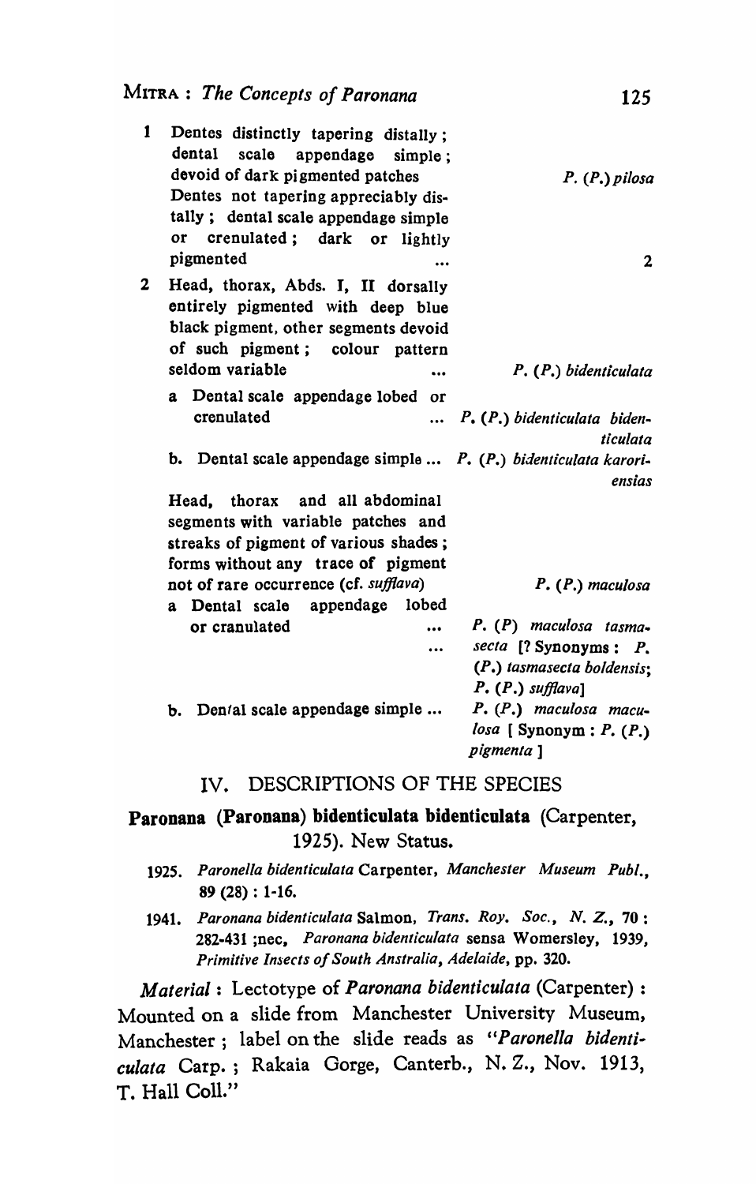| | | |
|---|---|---|
| 1 | Dentes distinctly tapering distally; dental scale appendage simple; devoid of dark pigmented patches | *P.* (*P.*) *pilosa* |
| | Dentes not tapering appreciably distally; dental scale appendage simple or crenulated; dark or lightly pigmented ... | 2 |
| 2 | Head, thorax, Abds. I, II dorsally entirely pigmented with deep blue black pigment, other segments devoid of such pigment; colour pattern seldom variable ... | *P.* (*P.*) *bidenticulata* |
| | a Dental scale appendage lobed or crenulated ... | *P.* (*P.*) *bidenticulata bidenticulata* |
| | b. Dental scale appendage simple ... | *P.* (*P.*) *bidenticulata karoriensias* |
| | Head, thorax and all abdominal segments with variable patches and streaks of pigment of various shades; forms without any trace of pigment not of rare occurrence (cf. *sufflava*) | *P.* (*P.*) *maculosa* |
| | a Dental scale appendage lobed or cranulated ... ... | *P.* (*P*) *maculosa tasmasecta* [? Synonyms: *P.* (*P.*) *tasmasecta boldensis*; *P.* (*P.*) *sufflava*] |
| | b. Dental scale appendage simple ... | *P.* (*P.*) *maculosa maculosa* [ Synonym : *P.* (*P.*) *pigmenta* ] |

## IV. DESCRIPTIONS OF THE SPECIES

### Paronana (Paronana) bidenticulata bidenticulata (Carpenter, 1925). New Status.

1925. *Paronella bidenticulata* Carpenter, *Manchester Museum Publ.*, 89 (28) : 1-16.

1941. *Paronana bidenticulata* Salmon, *Trans. Roy. Soc., N. Z.*, 70 : 282-431 ;nec, *Paronana bidenticulata* sensa Womersley, 1939, *Primitive Insects of South Anstralia, Adelaide*, pp. 320.

*Material* : Lectotype of *Paronana bidenticulata* (Carpenter) : Mounted on a slide from Manchester University Museum, Manchester ; label on the slide reads as "*Paronella bidenticulata* Carp. ; Rakaia Gorge, Canterb., N. Z., Nov. 1913, T. Hall Coll."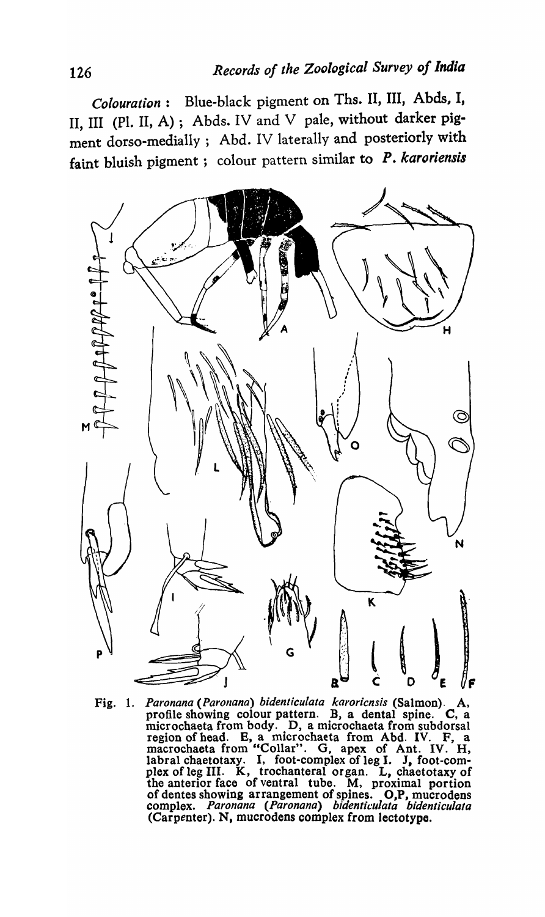*Colouration* : Blue-black pigment on Ths. II, III, Abds. I, II, III (Pl. II, A) ; Abds. IV and V pale, without darker pigment dorso-medially ; Abd. IV laterally and posteriorly with faint bluish pigment ; colour pattern similar to *P. karoriensis*

Fig. 1. *Paronana (Paronana) bidenticulata karoriensis* (Salmon). A, profile showing colour pattern. B, a dental spine. C, a microchaeta from body. D, a microchaeta from subdorsal region of head. E, a microchaeta from Abd. IV. F, a macrochaeta from "Collar". G, apex of Ant. IV. H, labral chaetotaxy. I, foot-complex of leg I. J, foot-complex of leg III. K, trochanteral organ. L, chaetotaxy of the anterior face of ventral tube. M, proximal portion of dentes showing arrangement of spines. O,P, mucrodens complex. *Paronana (Paronana) bidenticulata* (Carpenter). N, mucrodens complex from lectotype.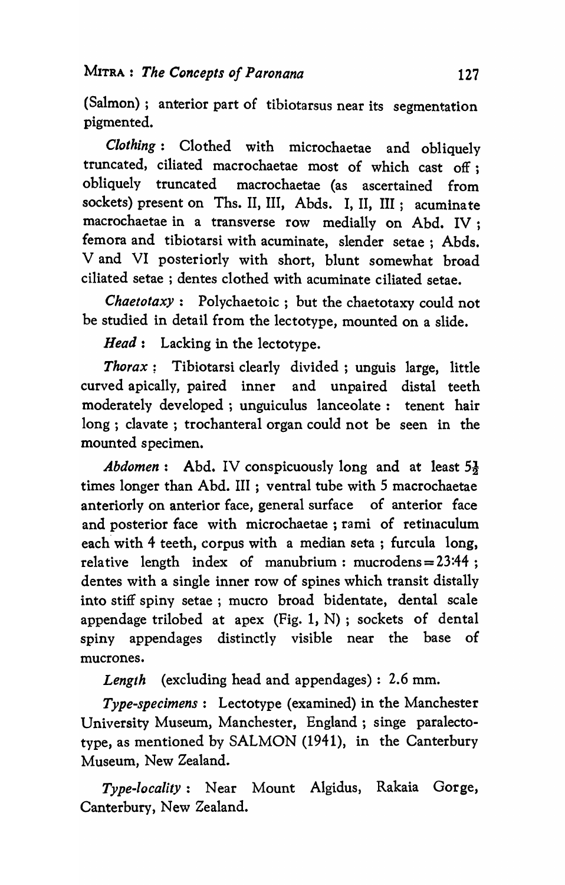(Salmon) ; anterior part of tibiotarsus near its segmentation pigmented.

*Clothing* : Clothed with microchaetae and obliquely truncated, ciliated macrochaetae most of which cast off ; obliquely truncated macrochaetae (as ascertained from sockets) present on Ths. II, III, Abds. I, II, III ; acuminate macrochaetae in a transverse row medially on Abd. IV ; femora and tibiotarsi with acuminate, slender setae ; Abds. V and VI posteriorly with short, blunt somewhat broad ciliated setae ; dentes clothed with acuminate ciliated setae.

***Chaetotaxy*** : Polychaetoic ; but the chaetotaxy could not be studied in detail from the lectotype, mounted on a slide.

***Head*** : Lacking in the lectotype.

***Thorax*** : Tibiotarsi clearly divided ; unguis large, little curved apically, paired inner and unpaired distal teeth moderately developed ; unguiculus lanceolate : tenent hair long ; clavate ; trochanteral organ could not be seen in the mounted specimen.

***Abdomen*** : Abd. IV conspicuously long and at least $5\frac{1}{2}$ times longer than Abd. III ; ventral tube with 5 macrochaetae anteriorly on anterior face, general surface of anterior face and posterior face with microchaetae ; rami of retinaculum each with 4 teeth, corpus with a median seta ; furcula long, relative length index of manubrium : mucrodens = 23:44 ; dentes with a single inner row of spines which transit distally into stiff spiny setae ; mucro broad bidentate, dental scale appendage trilobed at apex (Fig. 1, N) ; sockets of dental spiny appendages distinctly visible near the base of mucrones.

*Length* (excluding head and appendages) : 2.6 mm.

*Type-specimens* : Lectotype (examined) in the Manchester University Museum, Manchester, England ; singe paralectotype, as mentioned by SALMON (1941), in the Canterbury Museum, New Zealand.

*Type-locality* : Near Mount Algidus, Rakaia Gorge, Canterbury, New Zealand.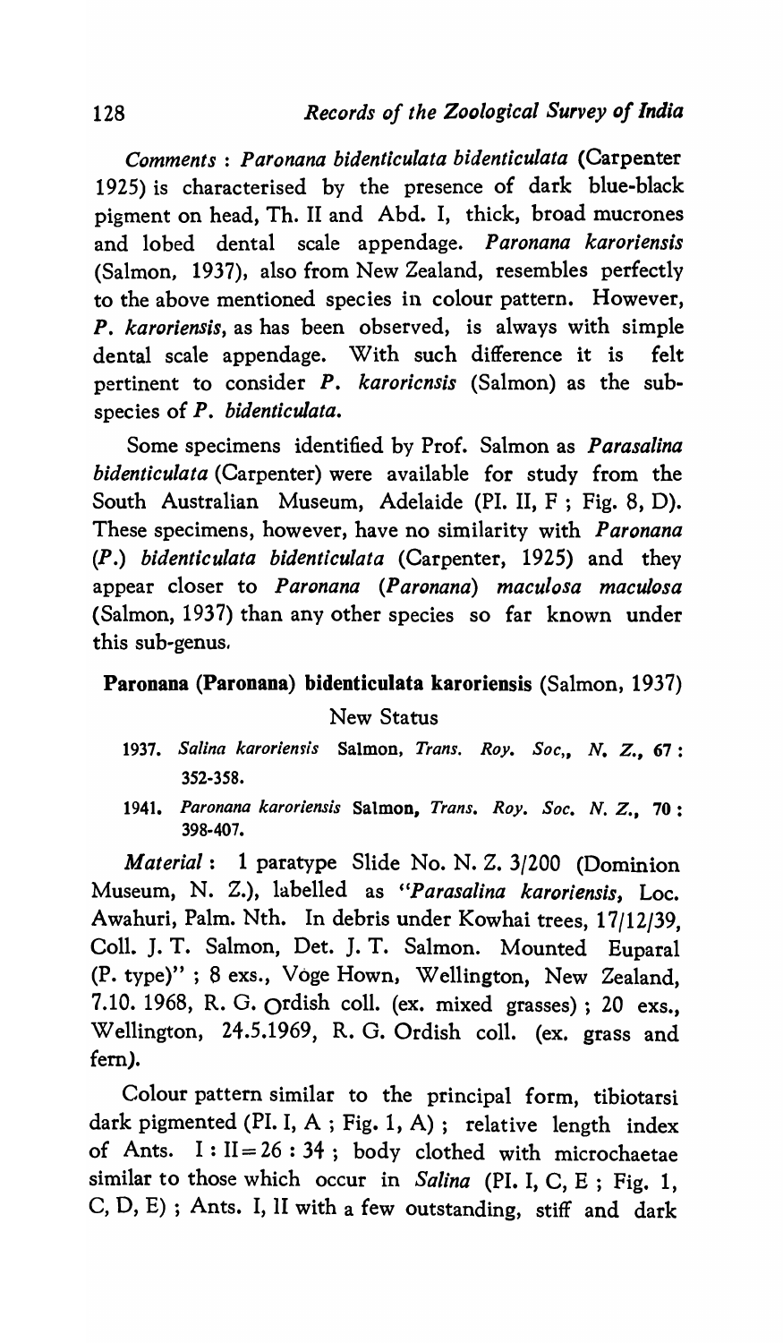*Comments* : *Paronana bidenticulata bidenticulata* (Carpenter 1925) is characterised by the presence of dark blue-black pigment on head, Th. II and Abd. I, thick, broad mucrones and lobed dental scale appendage. *Paronana karoriensis* (Salmon, 1937), also from New Zealand, resembles perfectly to the above mentioned species in colour pattern. However, *P. karoriensis*, as has been observed, is always with simple dental scale appendage. With such difference it is felt pertinent to consider *P. karoricnsis* (Salmon) as the subspecies of *P. bidenticulata*.

Some specimens identified by Prof. Salmon as *Parasalina bidenticulata* (Carpenter) were available for study from the South Australian Museum, Adelaide (Pl. II, F ; Fig. 8, D). These specimens, however, have no similarity with *Paronana (P.) bidenticulata bidenticulata* (Carpenter, 1925) and they appear closer to *Paronana (Paronana) maculosa maculosa* (Salmon, 1937) than any other species so far known under this sub-genus.

## Paronana (Paronana) bidenticulata karoriensis (Salmon, 1937)

New Status

1937. *Salina karoriensis* Salmon, *Trans. Roy. Soc,, N. Z.*, 67 : 352-358.

1941. *Paronana karoriensis* Salmon, *Trans. Roy. Soc. N. Z.*, 70 : 398-407.

*Material* : 1 paratype Slide No. N. Z. 3/200 (Dominion Museum, N. Z.), labelled as *"Parasalina karoriensis*, Loc. Awahuri, Palm. Nth. In debris under Kowhai trees, 17/12/39, Coll. J. T. Salmon, Det. J. T. Salmon. Mounted Euparal (P. type)" ; 8 exs., Vöge Hown, Wellington, New Zealand, 7.10. 1968, R. G. Ordish coll. (ex. mixed grasses) ; 20 exs., Wellington, 24.5.1969, R. G. Ordish coll. (ex. grass and fern).

Colour pattern similar to the principal form, tibiotarsi dark pigmented (Pl. I, A ; Fig. 1, A) ; relative length index of Ants. I : II = 26 : 34 ; body clothed with microchaetae similar to those which occur in *Salina* (Pl. I, C, E ; Fig. 1, C, D, E) ; Ants. I, II with a few outstanding, stiff and dark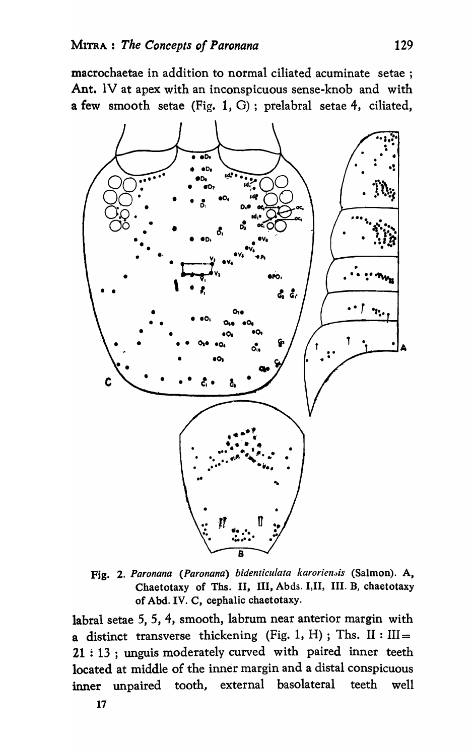macrochaetae in addition to normal ciliated acuminate setae ; Ant. IV at apex with an inconspicuous sense-knob and with a few smooth setae (Fig. 1, G) ; prelabral setae 4, ciliated,

Fig. 2. *Paronana (Paronana) bidenticulata karoriensis* (Salmon). A, Chaetotaxy of Ths. II, III, Abds. I, II, III. B, chaetotaxy of Abd. IV. C, cephalic chaetotaxy.

labral setae 5, 5, 4, smooth, labrum near anterior margin with a distinct transverse thickening (Fig. 1, H) ; Ths. II : III = 21 : 13 ; unguis moderately curved with paired inner teeth located at middle of the inner margin and a distal conspicuous inner unpaired tooth, external basolateral teeth well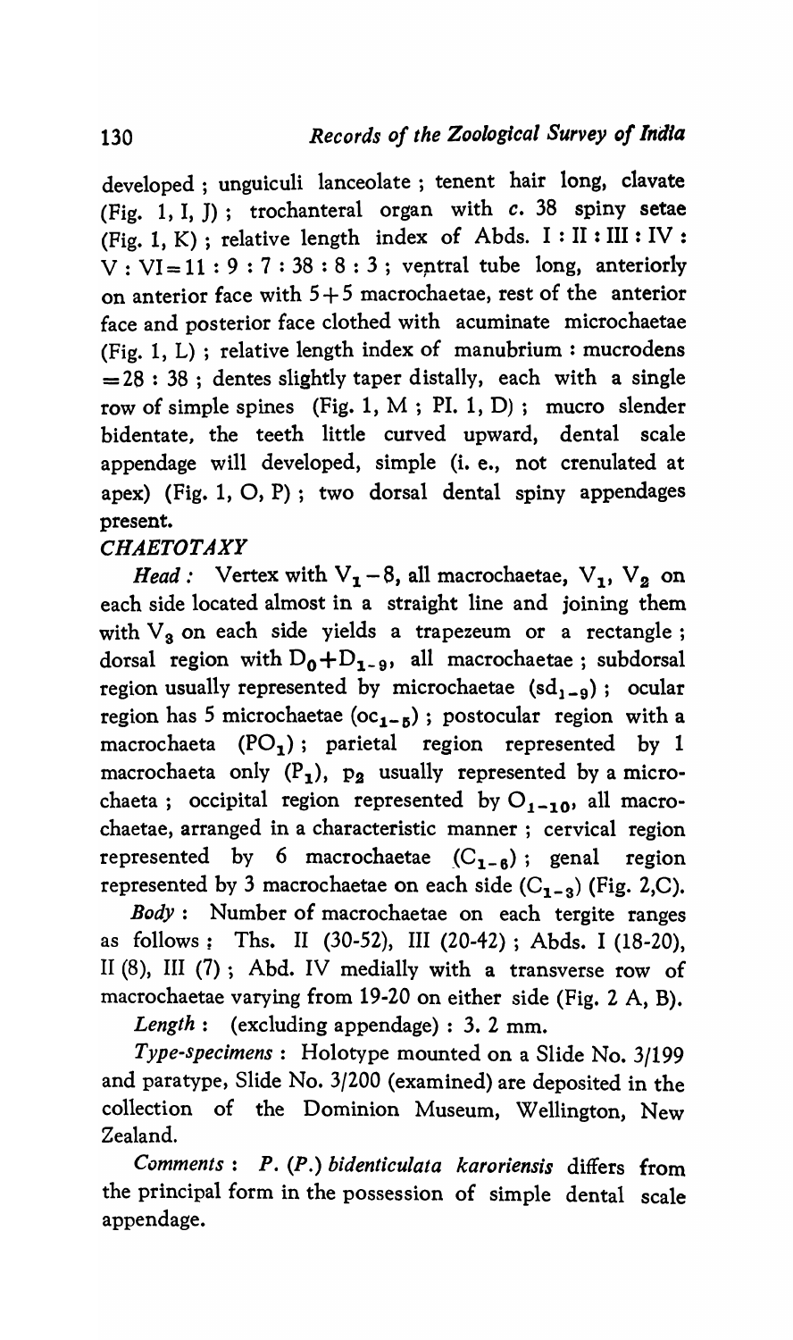developed ; unguiculi lanceolate ; tenent hair long, clavate (Fig. 1, I, J) ; trochanteral organ with *c.* 38 spiny setae (Fig. 1, K) ; relative length index of Abds. I : II : III : IV : V : VI = 11 : 9 : 7 : 38 : 8 : 3 ; ventral tube long, anteriorly on anterior face with 5+5 macrochaetae, rest of the anterior face and posterior face clothed with acuminate microchaetae (Fig. 1, L) ; relative length index of manubrium : mucrodens = 28 : 38 ; dentes slightly taper distally, each with a single row of simple spines (Fig. 1, M ; Pl. 1, D) ; mucro slender bidentate, the teeth little curved upward, dental scale appendage will developed, simple (i. e., not crenulated at apex) (Fig. 1, O, P) ; two dorsal dental spiny appendages present.

*CHAETOTAXY*

*Head :* Vertex with $V_1 - 8$, all macrochaetae, $V_1$, $V_2$ on each side located almost in a straight line and joining them with $V_3$ on each side yields a trapezeum or a rectangle ; dorsal region with $D_0 + D_{1-9}$, all macrochaetae ; subdorsal region usually represented by microchaetae ($sd_{1-9}$) ; ocular region has 5 microchaetae ($oc_{1-5}$) ; postocular region with a macrochaeta ($PO_1$) ; parietal region represented by 1 macrochaeta only ($P_1$), $p_2$ usually represented by a microchaeta ; occipital region represented by $O_{1-10}$, all macrochaetae, arranged in a characteristic manner ; cervical region represented by 6 macrochaetae ($C_{1-6}$) ; genal region represented by 3 macrochaetae on each side ($C_{1-3}$) (Fig. 2,C).

*Body :* Number of macrochaetae on each tergite ranges as follows : Ths. II (30-52), III (20-42) ; Abds. I (18-20), II (8), III (7) ; Abd. IV medially with a transverse row of macrochaetae varying from 19-20 on either side (Fig. 2 A, B).

*Length :* (excluding appendage) : 3. 2 mm.

*Type-specimens :* Holotype mounted on a Slide No. 3/199 and paratype, Slide No. 3/200 (examined) are deposited in the collection of the Dominion Museum, Wellington, New Zealand.

*Comments : P. (P.) bidenticulata karoriensis* differs from the principal form in the possession of simple dental scale appendage.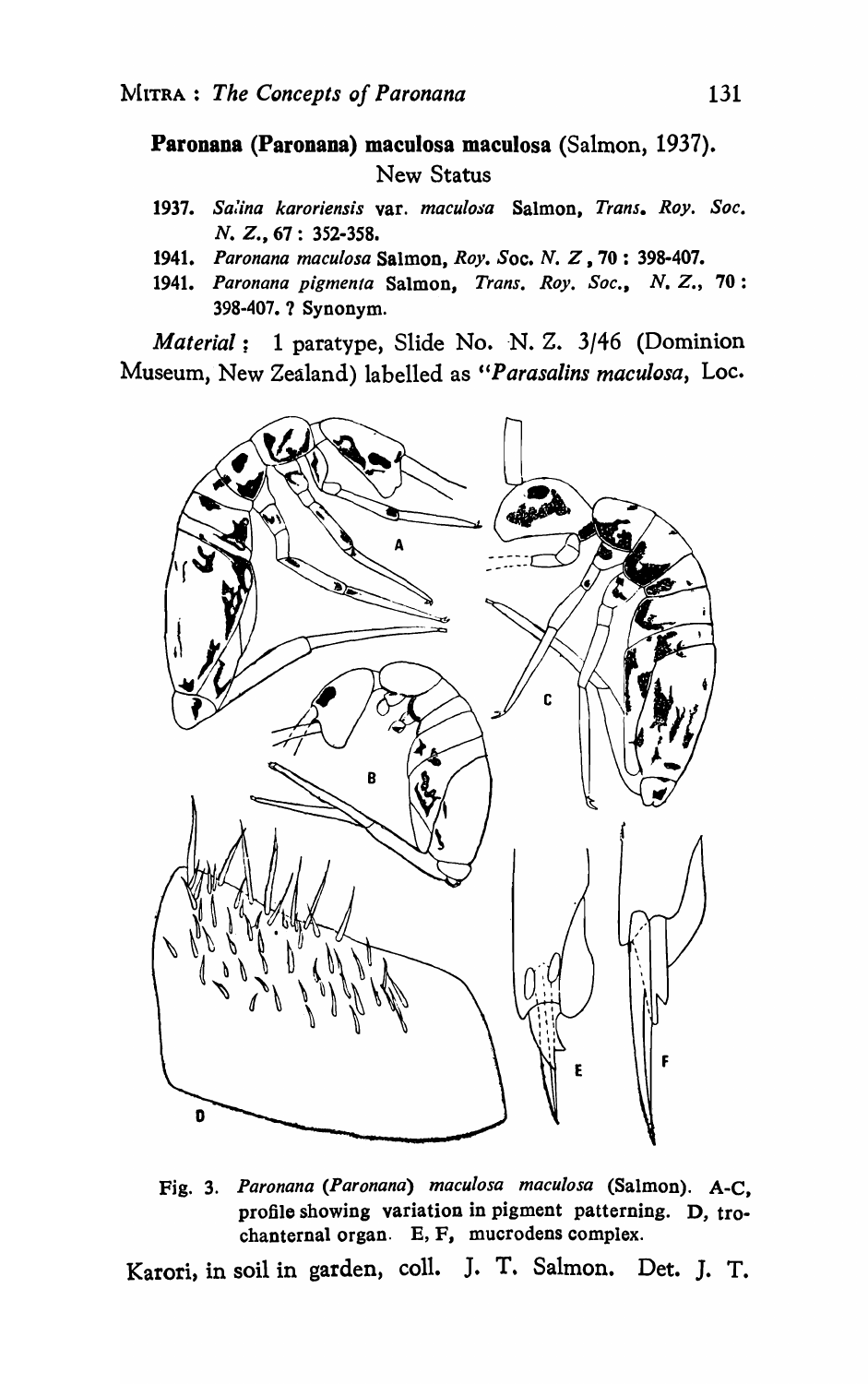**Paronana (Paronana) maculosa maculosa (Salmon, 1937).**
New Status

1937. *Salina karoriensis* var. *maculosa* Salmon, *Trans. Roy. Soc. N. Z.*, 67 : 352-358.
1941. *Paronana maculosa* Salmon, *Roy. Soc. N. Z*, 70 : 398-407.
1941. *Paronana pigmenta* Salmon, *Trans. Roy. Soc., N. Z.*, 70 : 398-407. ? Synonym.

*Material* ; 1 paratype, Slide No. N. Z. 3/46 (Dominion Museum, New Zealand) labelled as "*Parasalins maculosa*, Loc.

Fig. 3. *Paronana (Paronana) maculosa maculosa* (Salmon). A-C, profile showing variation in pigment patterning. D, trochanternal organ. E, F, mucrodens complex.

Karori, in soil in garden, coll. J. T. Salmon. Det. J. T.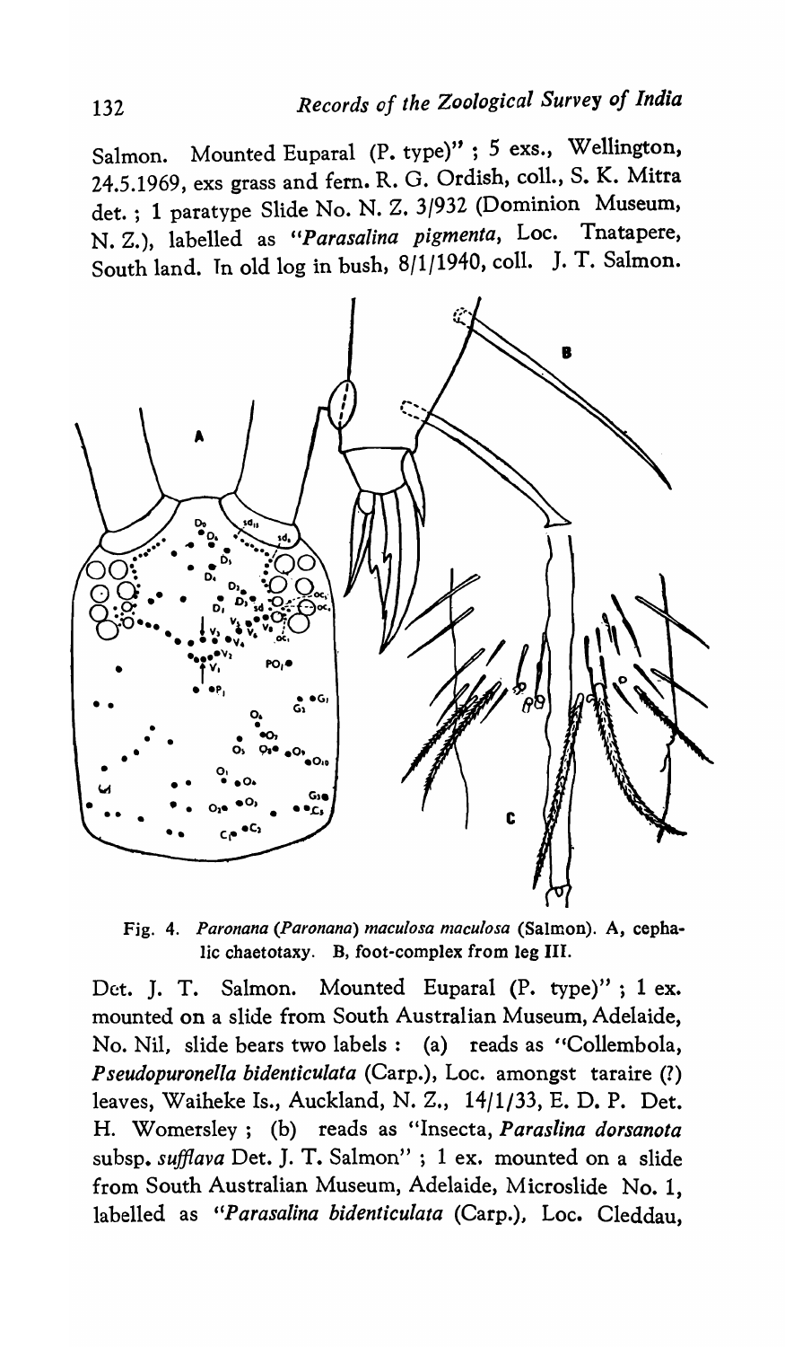Salmon. Mounted Euparal (P. type)" ; 5 exs., Wellington, 24.5.1969, exs grass and fern. R. G. Ordish, coll., S. K. Mitra det. ; 1 paratype Slide No. N. Z. 3/932 (Dominion Museum, N. Z.), labelled as "*Parasalina pigmenta*, Loc. Tnatapere, South land. In old log in bush, 8/1/1940, coll. J. T. Salmon.

Fig. 4. *Paronana (Paronana) maculosa maculosa* (Salmon). A, cephalic chaetotaxy. B, foot-complex from leg III.

Det. J. T. Salmon. Mounted Euparal (P. type)" ; 1 ex. mounted on a slide from South Australian Museum, Adelaide, No. Nil, slide bears two labels : (a) reads as "Collembola, *Pseudopuronella bidenticulata* (Carp.), Loc. amongst taraire (?) leaves, Waiheke Is., Auckland, N. Z., 14/1/33, E. D. P. Det. H. Womersley ; (b) reads as "Insecta, *Paraslina dorsanota* subsp. *sufflava* Det. J. T. Salmon" ; 1 ex. mounted on a slide from South Australian Museum, Adelaide, Microslide No. 1, labelled as "*Parasalina bidenticulata* (Carp.), Loc. Cleddau,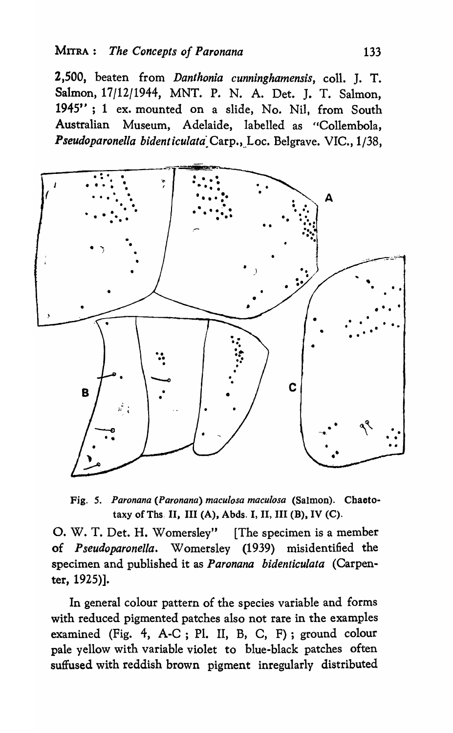2,500, beaten from *Danthonia cunninghamensis*, coll. J. T. Salmon, 17/12/1944, MNT. P. N. A. Det. J. T. Salmon, 1945" ; 1 ex. mounted on a slide, No. Nil, from South Australian Museum, Adelaide, labelled as "Collembola, *Pseudoparonella bidenticulata* Carp., Loc. Belgrave. VIC., 1/38,

Fig. 5. *Paronana* (*Paronana*) *maculosa maculosa* (Salmon). Chaetotaxy of Ths. II, III (A), Abds. I, II, III (B), IV (C).

O. W. T. Det. H. Womersley" [The specimen is a member of *Pseudoparonella*. Womersley (1939) misidentified the specimen and published it as *Paronana bidenticulata* (Carpenter, 1925)].

In general colour pattern of the species variable and forms with reduced pigmented patches also not rare in the examples examined (Fig. 4, A-C ; Pl. II, B, C, F) ; ground colour pale yellow with variable violet to blue-black patches often suffused with reddish brown pigment inregularly distributed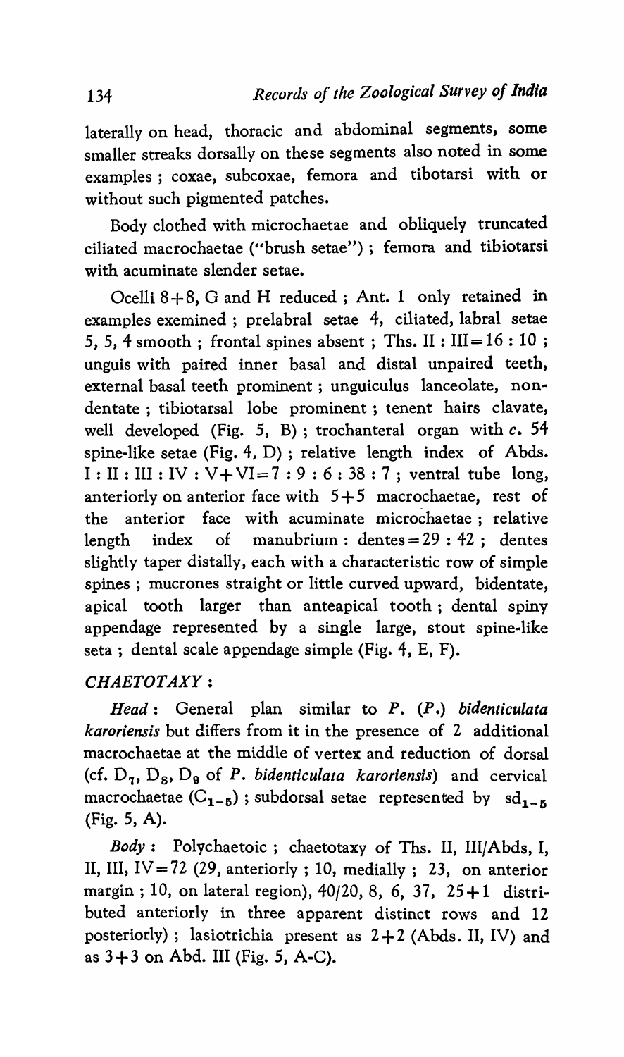laterally on head, thoracic and abdominal segments, some smaller streaks dorsally on these segments also noted in some examples ; coxae, subcoxae, femora and tibotarsi with or without such pigmented patches.

Body clothed with microchaetae and obliquely truncated ciliated macrochaetae ("brush setae") ; femora and tibiotarsi with acuminate slender setae.

Ocelli 8+8, G and H reduced ; Ant. 1 only retained in examples exemined ; prelabral setae 4, ciliated, labral setae 5, 5, 4 smooth ; frontal spines absent ; Ths. II : III = 16 : 10 ; unguis with paired inner basal and distal unpaired teeth, external basal teeth prominent ; unguiculus lanceolate, non-dentate ; tibiotarsal lobe prominent ; tenent hairs clavate, well developed (Fig. 5, B) ; trochanteral organ with *c.* 54 spine-like setae (Fig. 4, D) ; relative length index of Abds. I : II : III : IV : V+VI = 7 : 9 : 6 : 38 : 7 ; ventral tube long, anteriorly on anterior face with 5+5 macrochaetae, rest of the anterior face with acuminate microchaetae ; relative length index of manubrium : dentes = 29 : 42 ; dentes slightly taper distally, each with a characteristic row of simple spines ; mucrones straight or little curved upward, bidentate, apical tooth larger than anteapical tooth ; dental spiny appendage represented by a single large, stout spine-like seta ; dental scale appendage simple (Fig. 4, E, F).

### *CHAETOTAXY* :

*Head* : General plan similar to *P.* (*P.*) *bidenticulata karoriensis* but differs from it in the presence of 2 additional macrochaetae at the middle of vertex and reduction of dorsal (cf. $D_7$, $D_8$, $D_9$ of *P. bidenticulata karoriensis*) and cervical macrochaetae ($C_{1-5}$) ; subdorsal setae represented by $sd_{1-5}$ (Fig. 5, A).

*Body* : Polychaetoic ; chaetotaxy of Ths. II, III/Abds, I, II, III, IV = 72 (29, anteriorly ; 10, medially ; 23, on anterior margin ; 10, on lateral region), 40/20, 8, 6, 37, 25+1 distributed anteriorly in three apparent distinct rows and 12 posteriorly) ; lasiotrichia present as 2+2 (Abds. II, IV) and as 3+3 on Abd. III (Fig. 5, A-C).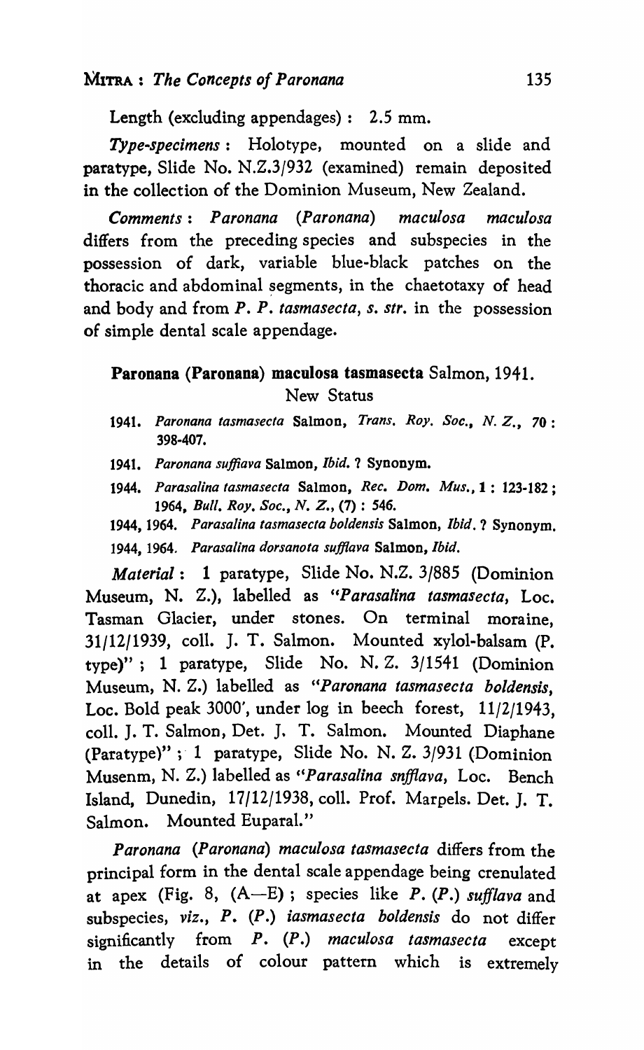Length (excluding appendages) : 2.5 mm.

*Type-specimens* : Holotype, mounted on a slide and paratype, Slide No. N.Z.3/932 (examined) remain deposited in the collection of the Dominion Museum, New Zealand.

*Comments* : *Paronana* (*Paronana*) *maculosa maculosa* differs from the preceding species and subspecies in the possession of dark, variable blue-black patches on the thoracic and abdominal segments, in the chaetotaxy of head and body and from *P. P. tasmasecta*, *s. str.* in the possession of simple dental scale appendage.

## Paronana (Paronana) maculosa tasmasecta Salmon, 1941. New Status

1941. *Paronana tasmasecta* Salmon, *Trans. Roy. Soc., N. Z.*, **70** : 398-407.

1941. *Paronana suffiava* Salmon, *Ibid.* ? Synonym.

1944. *Parasalina tasmasecta* Salmon, *Rec. Dom. Mus.*, **1** : 123-182 ; 1964, *Bull. Roy. Soc., N. Z.*, (7) : 546.

1944, 1964. *Parasalina tasmasecta boldensis* Salmon, *Ibid.* ? Synonym.

1944, 1964. *Parasalina dorsanota sufflava* Salmon, *Ibid.*

*Material* : 1 paratype, Slide No. N.Z. 3/885 (Dominion Museum, N. Z.), labelled as "*Parasalina tasmasecta*, Loc. Tasman Glacier, under stones. On terminal moraine, 31/12/1939, coll. J. T. Salmon. Mounted xylol-balsam (P. type)" ; 1 paratype, Slide No. N. Z. 3/1541 (Dominion Museum, N. Z.) labelled as "*Paronana tasmasecta boldensis*, Loc. Bold peak 3000', under log in beech forest, 11/2/1943, coll. J. T. Salmon, Det. J. T. Salmon. Mounted Diaphane (Paratype)" ; 1 paratype, Slide No. N. Z. 3/931 (Dominion Musenm, N. Z.) labelled as "*Parasalina snfflava*, Loc. Bench Island, Dunedin, 17/12/1938, coll. Prof. Marpels. Det. J. T. Salmon. Mounted Euparal."

*Paronana* (*Paronana*) *maculosa tasmasecta* differs from the principal form in the dental scale appendage being crenulated at apex (Fig. 8, (A—E) ; species like *P.* (*P.*) *sufflava* and subspecies, *viz.*, *P.* (*P.*) *iasmasecta boldensis* do not differ significantly from *P.* (*P.*) *maculosa tasmasecta* except in the details of colour pattern which is extremely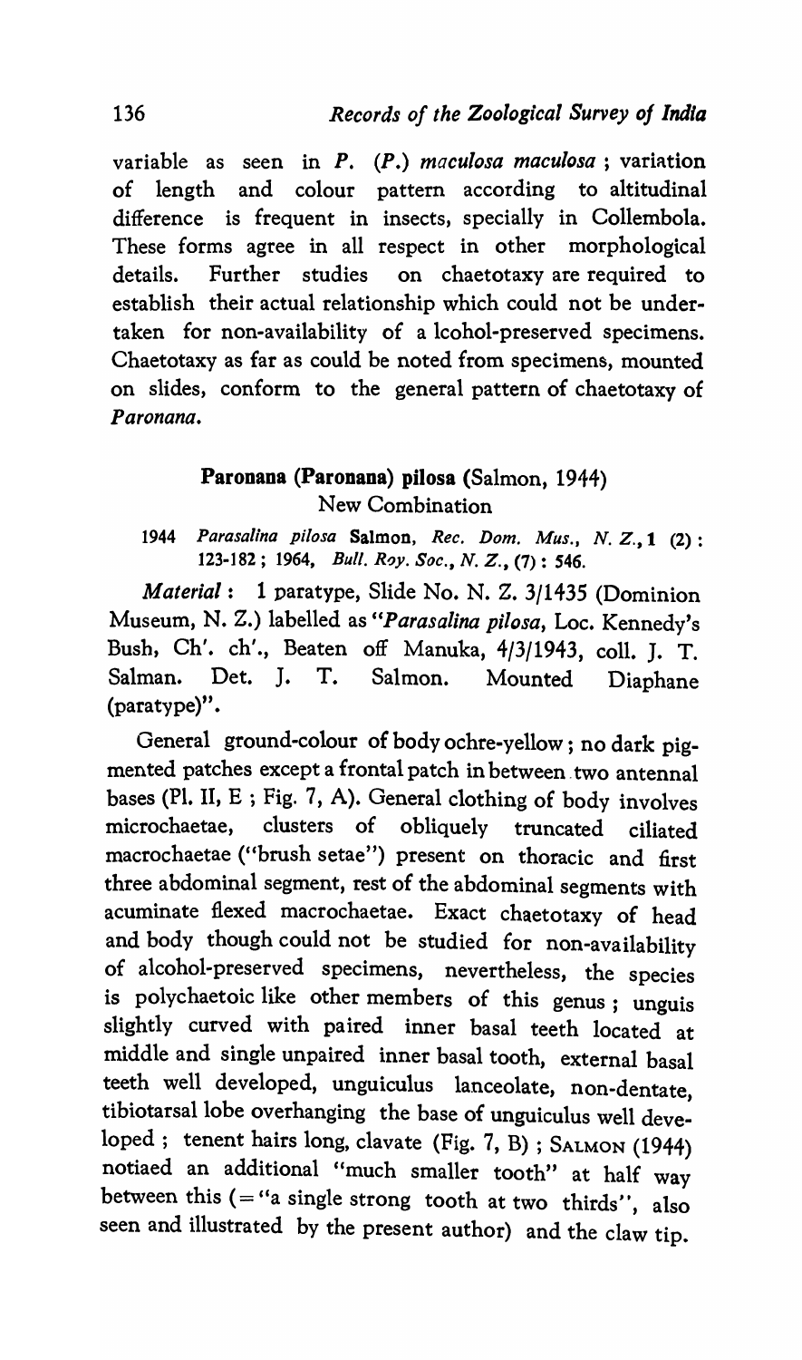variable as seen in *P.* (*P.*) *maculosa maculosa* ; variation of length and colour pattern according to altitudinal difference is frequent in insects, specially in Collembola. These forms agree in all respect in other morphological details. Further studies on chaetotaxy are required to establish their actual relationship which could not be undertaken for non-availability of a lcohol-preserved specimens. Chaetotaxy as far as could be noted from specimens, mounted on slides, conform to the general pattern of chaetotaxy of *Paronana*.

### **Paronana (Paronana) pilosa** (Salmon, 1944)
New Combination

1944 *Parasalina pilosa* **Salmon**, *Rec. Dom. Mus., N. Z.*, **1** (2) : 123-182 ; 1964, *Bull. Roy. Soc., N. Z.*, (7) : 546.

*Material* : 1 paratype, Slide No. N. Z. 3/1435 (Dominion Museum, N. Z.) labelled as "*Parasalina pilosa*, Loc. Kennedy's Bush, Ch'. ch'., Beaten off Manuka, 4/3/1943, coll. J. T. Salman. Det. J. T. Salmon. Mounted Diaphane (paratype)".

General ground-colour of body ochre-yellow ; no dark pigmented patches except a frontal patch in between two antennal bases (Pl. II, E ; Fig. 7, A). General clothing of body involves microchaetae, clusters of obliquely truncated ciliated macrochaetae ("brush setae") present on thoracic and first three abdominal segment, rest of the abdominal segments with acuminate flexed macrochaetae. Exact chaetotaxy of head and body though could not be studied for non-availability of alcohol-preserved specimens, nevertheless, the species is polychaetoic like other members of this genus ; unguis slightly curved with paired inner basal teeth located at middle and single unpaired inner basal tooth, external basal teeth well developed, unguiculus lanceolate, non-dentate, tibiotarsal lobe overhanging the base of unguiculus well developed ; tenent hairs long, clavate (Fig. 7, B) ; SALMON (1944) notiaed an additional "much smaller tooth" at half way between this (= "a single strong tooth at two thirds", also seen and illustrated by the present author) and the claw tip.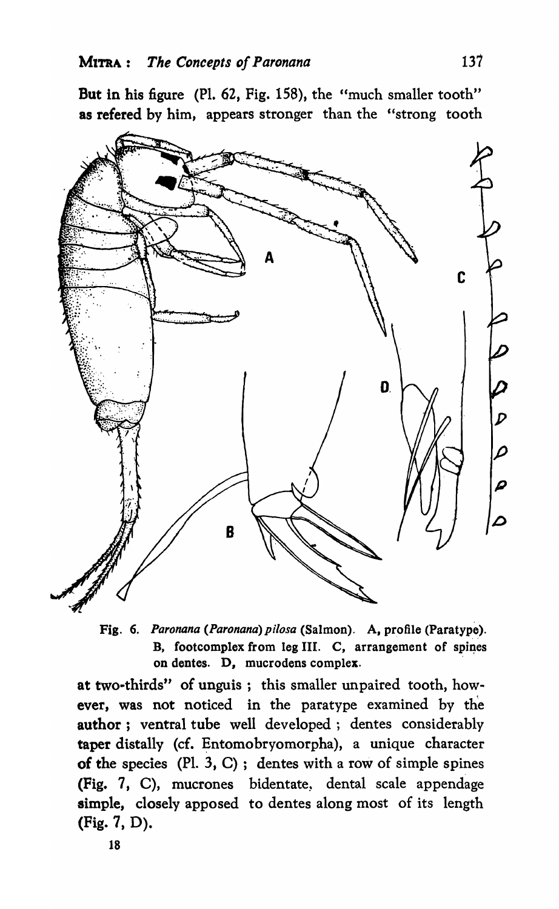But in his figure (Pl. 62, Fig. 158), the "much smaller tooth" as refered by him, appears stronger than the "strong tooth

Fig. 6. *Paronana (Paronana) pilosa* (Salmon). A, profile (Paratype). B, footcomplex from leg III. C, arrangement of spines on dentes. D, mucrodens complex.

at two-thirds" of unguis ; this smaller unpaired tooth, however, was not noticed in the paratype examined by the author ; ventral tube well developed ; dentes considerably taper distally (cf. Entomobryomorpha), a unique character of the species (Pl. 3, C) ; dentes with a row of simple spines (Fig. 7, C), mucrones bidentate, dental scale appendage simple, closely apposed to dentes along most of its length (Fig. 7, D).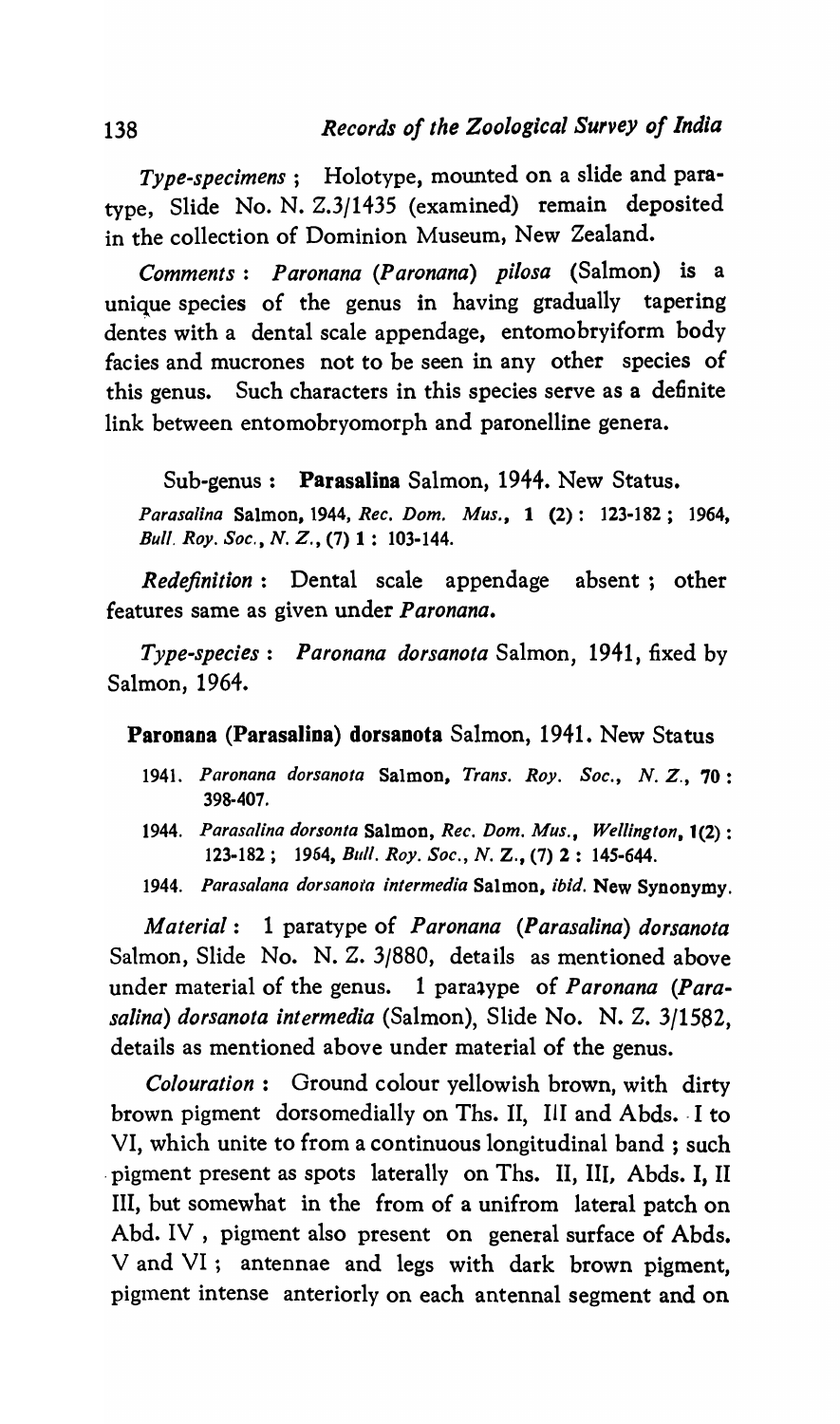*Type-specimens* ; Holotype, mounted on a slide and paratype, Slide No. N. Z.3/1435 (examined) remain deposited in the collection of Dominion Museum, New Zealand.

*Comments* : *Paronana* (*Paronana*) *pilosa* (Salmon) is a unique species of the genus in having gradually tapering dentes with a dental scale appendage, entomobryiform body facies and mucrones not to be seen in any other species of this genus. Such characters in this species serve as a definite link between entomobryomorph and paronelline genera.

Sub-genus : **Parasalina** Salmon, 1944. New Status.

*Parasalina* Salmon, 1944, *Rec. Dom. Mus.*, **1** (2) : 123-182 ; 1964, *Bull. Roy. Soc.*, *N. Z.*, (7) **1** : 103-144.

*Redefinition* : Dental scale appendage absent ; other features same as given under *Paronana*.

*Type-species* : *Paronana dorsanota* Salmon, 1941, fixed by Salmon, 1964.

**Paronana (Parasalina) dorsanota** Salmon, 1941. New Status

- 1941. *Paronana dorsanota* Salmon, *Trans. Roy. Soc.*, *N. Z.*, **70** : 398-407.
- 1944. *Parasalina dorsonta* Salmon, *Rec. Dom. Mus.*, *Wellington*, **1**(2) : 123-182 ; 1964, *Bull. Roy. Soc.*, *N. Z.*, (7) **2** : 145-644.
- 1944. *Parasalana dorsanota intermedia* Salmon, *ibid.* New Synonymy.

*Material* : 1 paratype of *Paronana* (*Parasalina*) *dorsanota* Salmon, Slide No. N. Z. 3/880, details as mentioned above under material of the genus. 1 paratype of *Paronana* (*Parasalina*) *dorsanota intermedia* (Salmon), Slide No. N. Z. 3/1582, details as mentioned above under material of the genus.

*Colouration* : Ground colour yellowish brown, with dirty brown pigment dorsomedially on Ths. II, III and Abds. I to VI, which unite to from a continuous longitudinal band ; such pigment present as spots laterally on Ths. II, III, Abds. I, II III, but somewhat in the from of a unifrom lateral patch on Abd. IV , pigment also present on general surface of Abds. V and VI ; antennae and legs with dark brown pigment, pigment intense anteriorly on each antennal segment and on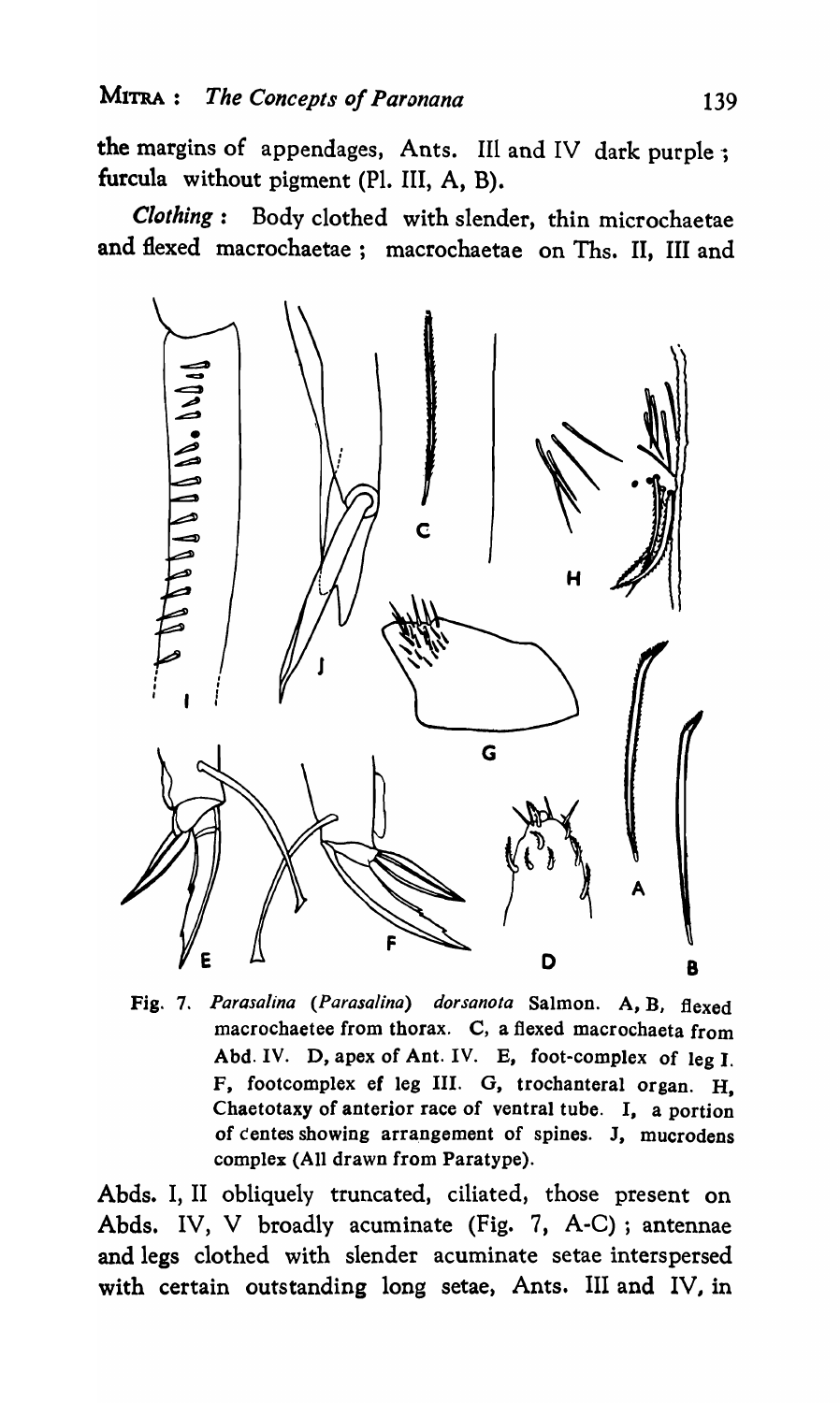the margins of appendages, Ants. III and IV dark purple; furcula without pigment (Pl. III, A, B).

*Clothing* : Body clothed with slender, thin microchaetae and flexed macrochaetae; macrochaetae on Ths. II, III and

Fig. 7. *Parasalina* (*Parasalina*) *dorsanota* Salmon. A, B, flexed macrochaetee from thorax. C, a flexed macrochaeta from Abd. IV. D, apex of Ant. IV. E, foot-complex of leg I. F, footcomplex ef leg III. G, trochanteral organ. H, Chaetotaxy of anterior race of ventral tube. I, a portion of centes showing arrangement of spines. J, mucrodens complex (All drawn from Paratype).

Abds. I, II obliquely truncated, ciliated, those present on Abds. IV, V broadly acuminate (Fig. 7, A-C); antennae and legs clothed with slender acuminate setae interspersed with certain outstanding long setae, Ants. III and IV, in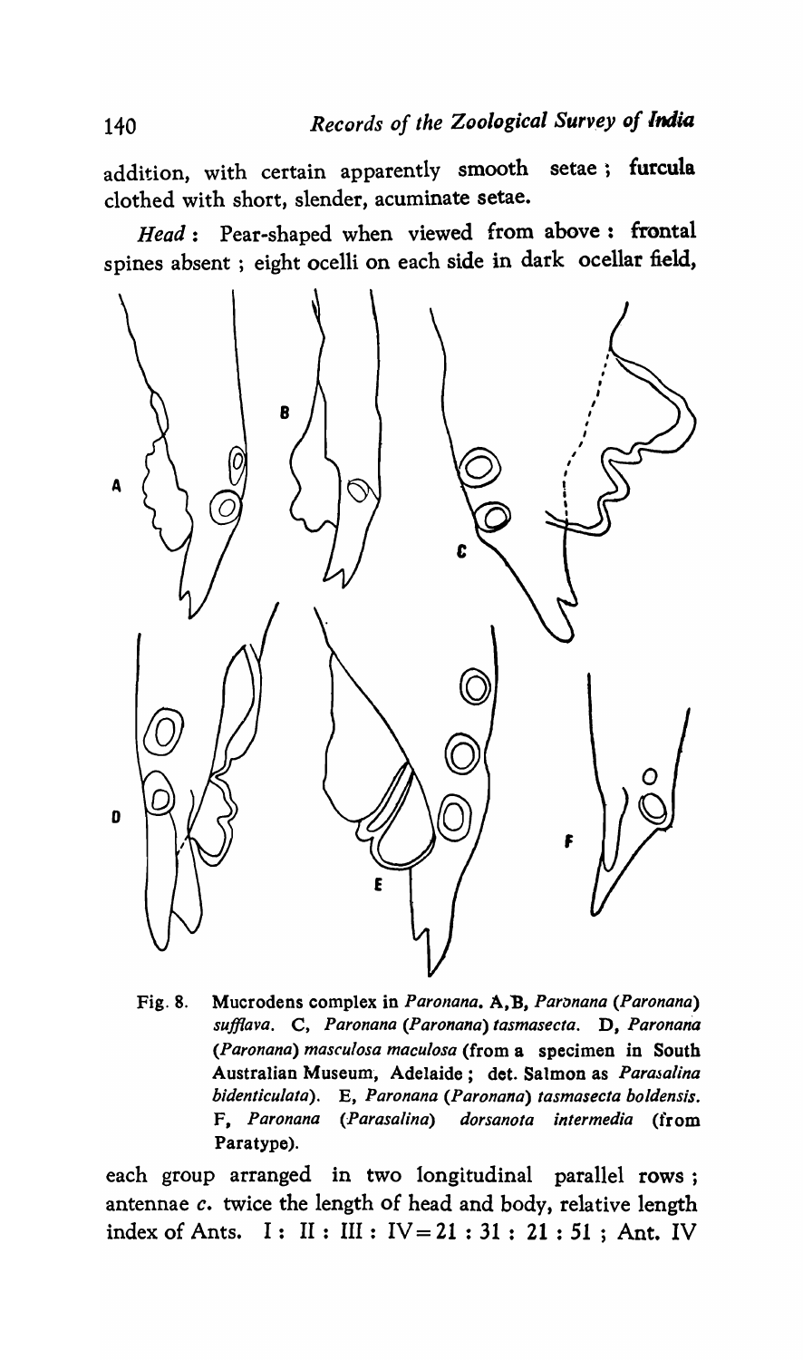addition, with certain apparently smooth setae ; **furcula** clothed with short, slender, acuminate setae.

*Head* : Pear-shaped when viewed from above : **frontal** spines absent ; eight ocelli on each side in dark ocellar field,

Fig. 8. Mucrodens complex in *Paronana*. A, B, *Paronana* (*Paronana*) *sufflava*. C, *Paronana* (*Paronana*) *tasmasecta*. D, *Paronana* (*Paronana*) *masculosa maculosa* (from a specimen in South Australian Museum, Adelaide ; det. Salmon as *Parasalina bidenticulata*). E, *Paronana* (*Paronana*) *tasmasecta boldensis*. F, *Paronana* (*Parasalina*) *dorsanota intermedia* (from Paratype).

each group arranged in two longitudinal parallel rows ; antennae *c.* twice the length of head and body, relative length index of Ants. I : II : III : IV = 21 : 31 : 21 : 51 ; Ant. IV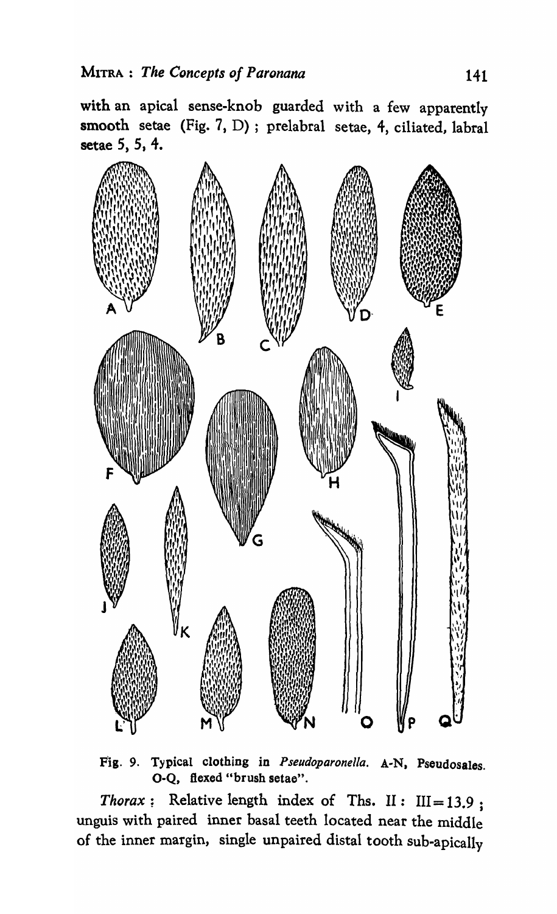with an apical sense-knob guarded with a few apparently smooth setae (Fig. 7, D) ; prelabral setae, 4, ciliated, labral setae 5, 5, 4.

Fig. 9. Typical clothing in *Pseudoparonella*. A-N, Pseudosales. O-Q, flexed "brush setae".

*Thorax* : Relative length index of Ths. II : III = 13.9 ; unguis with paired inner basal teeth located near the middle of the inner margin, single unpaired distal tooth sub-apically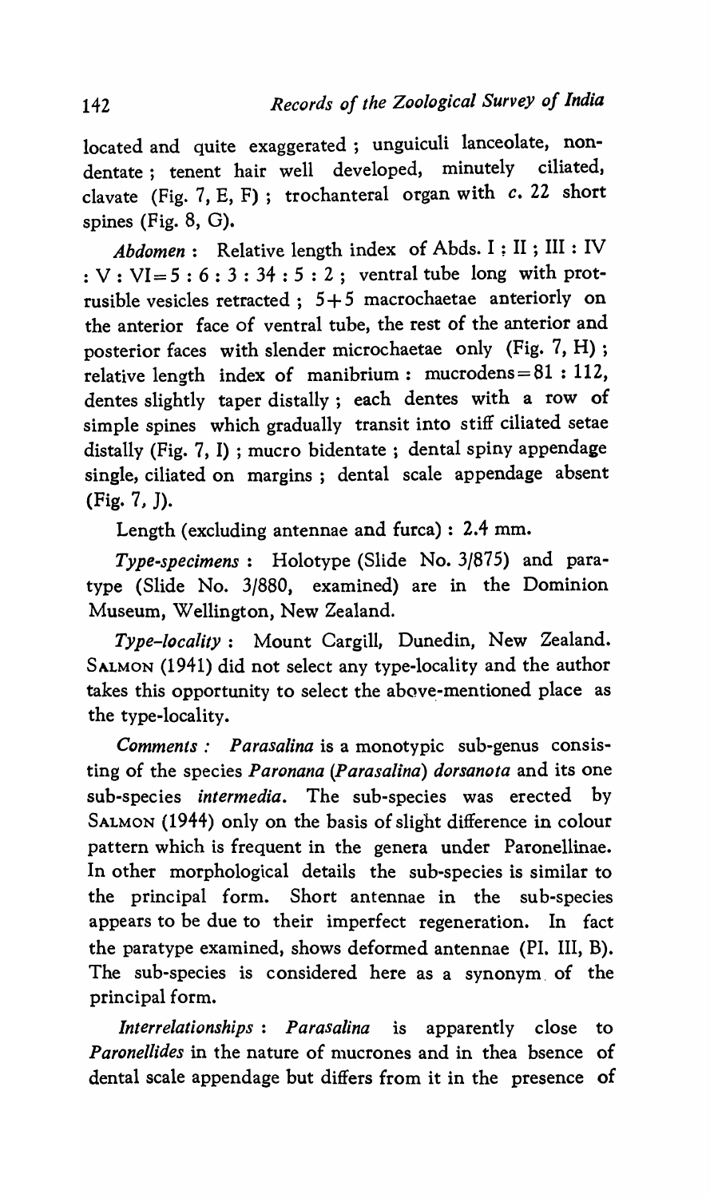located and quite exaggerated ; unguiculi lanceolate, non-dentate ; tenent hair well developed, minutely ciliated, clavate (Fig. 7, E, F) ; trochanteral organ with *c*. 22 short spines (Fig. 8, G).

*Abdomen* : Relative length index of Abds. I : II ; III : IV : V : VI = 5 : 6 : 3 : 34 : 5 : 2 ; ventral tube long with protrusible vesicles retracted ; 5+5 macrochaetae anteriorly on the anterior face of ventral tube, the rest of the anterior and posterior faces with slender microchaetae only (Fig. 7, H) ; relative length index of manibrium : mucrodens = 81 : 112, dentes slightly taper distally ; each dentes with a row of simple spines which gradually transit into stiff ciliated setae distally (Fig. 7, I) ; mucro bidentate ; dental spiny appendage single, ciliated on margins ; dental scale appendage absent (Fig. 7, J).

Length (excluding antennae and furca) : 2.4 mm.

*Type-specimens* : Holotype (Slide No. 3/875) and paratype (Slide No. 3/880, examined) are in the Dominion Museum, Wellington, New Zealand.

*Type-locality* : Mount Cargill, Dunedin, New Zealand. SALMON (1941) did not select any type-locality and the author takes this opportunity to select the above-mentioned place as the type-locality.

*Comments* : *Parasalina* is a monotypic sub-genus consisting of the species *Paronana* (*Parasalina*) *dorsanota* and its one sub-species *intermedia*. The sub-species was erected by SALMON (1944) only on the basis of slight difference in colour pattern which is frequent in the genera under Paronellinae. In other morphological details the sub-species is similar to the principal form. Short antennae in the sub-species appears to be due to their imperfect regeneration. In fact the paratype examined, shows deformed antennae (Pl. III, B). The sub-species is considered here as a synonym of the principal form.

*Interrelationships* : *Parasalina* is apparently close to *Paronellides* in the nature of mucrones and in thea bsence of dental scale appendage but differs from it in the presence of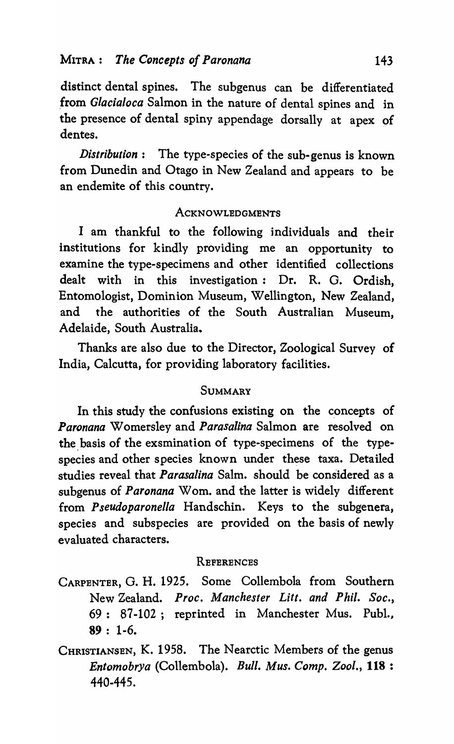distinct dental spines. The subgenus can be differentiated from *Glacialoca* Salmon in the nature of dental spines and in the presence of dental spiny appendage dorsally at apex of dentes.

*Distribution* : The type-species of the sub-genus is known from Dunedin and Otago in New Zealand and appears to be an endemite of this country.

## ACKNOWLEDGMENTS

I am thankful to the following individuals and their institutions for kindly providing me an opportunity to examine the type-specimens and other identified collections dealt with in this investigation : Dr. R. G. Ordish, Entomologist, Dominion Museum, Wellington, New Zealand, and the authorities of the South Australian Museum, Adelaide, South Australia.

Thanks are also due to the Director, Zoological Survey of India, Calcutta, for providing laboratory facilities.

## SUMMARY

In this study the confusions existing on the concepts of ***Paronana*** Womersley and ***Parasalina*** Salmon are resolved on the basis of the exsmination of type-specimens of the type-species and other species known under these taxa. Detailed studies reveal that ***Parasalina*** Salm. should be considered as a subgenus of ***Paronana*** Wom. and the latter is widely different from ***Pseudoparonella*** Handschin. Keys to the subgenera, species and subspecies are provided on the basis of newly evaluated characters.

## REFERENCES

CARPENTER, G. H. 1925. Some Collembola from Southern New Zealand. *Proc. Manchester Litt. and Phil. Soc.*, 69 : 87-102 ; reprinted in Manchester Mus. Publ., **89** : 1-6.

CHRISTIANSEN, K. 1958. The Nearctic Members of the genus *Entomobrya* (Collembola). *Bull. Mus. Comp. Zool.*, **118** : 440-445.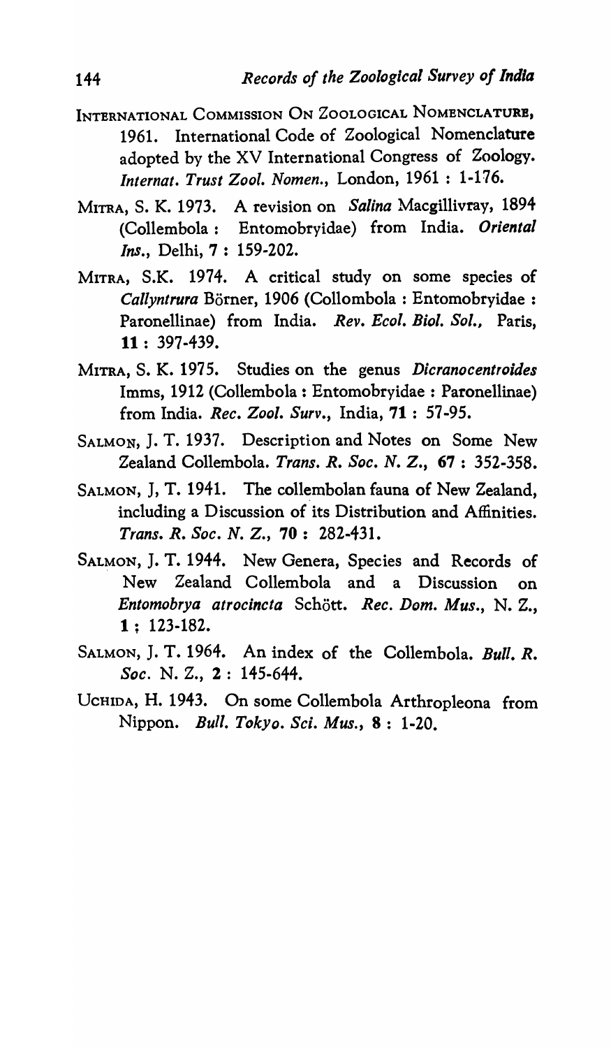INTERNATIONAL COMMISSION ON ZOOLOGICAL NOMENCLATURE, 1961. International Code of Zoological Nomenclature adopted by the XV International Congress of Zoology. *Internat. Trust Zool. Nomen.*, London, 1961 : 1-176.

MITRA, S. K. 1973. A revision on *Salina* Macgillivray, 1894 (Collembola : Entomobryidae) from India. *Oriental Ins.*, Delhi, **7** : 159-202.

MITRA, S.K. 1974. A critical study on some species of *Callyntrura* Börner, 1906 (Collombola : Entomobryidae : Paronellinae) from India. *Rev. Ecol. Biol. Sol.*, Paris, **11** : 397-439.

MITRA, S. K. 1975. Studies on the genus *Dicranocentroides* Imms, 1912 (Collembola : Entomobryidae : Paronellinae) from India. *Rec. Zool. Surv.*, India, **71** : 57-95.

SALMON, J. T. 1937. Description and Notes on Some New Zealand Collembola. *Trans. R. Soc. N. Z.*, **67** : 352-358.

SALMON, J, T. 1941. The collembolan fauna of New Zealand, including a Discussion of its Distribution and Affinities. *Trans. R. Soc. N. Z.*, **70** : 282-431.

SALMON, J. T. 1944. New Genera, Species and Records of New Zealand Collembola and a Discussion on *Entomobrya atrocincta* Schött. *Rec. Dom. Mus.*, N. Z., **1** ; 123-182.

SALMON, J. T. 1964. An index of the Collembola. *Bull. R. Soc.* N. Z., **2** : 145-644.

UCHIDA, H. 1943. On some Collembola Arthropleona from Nippon. *Bull. Tokyo. Sci. Mus.*, **8** : 1-20.